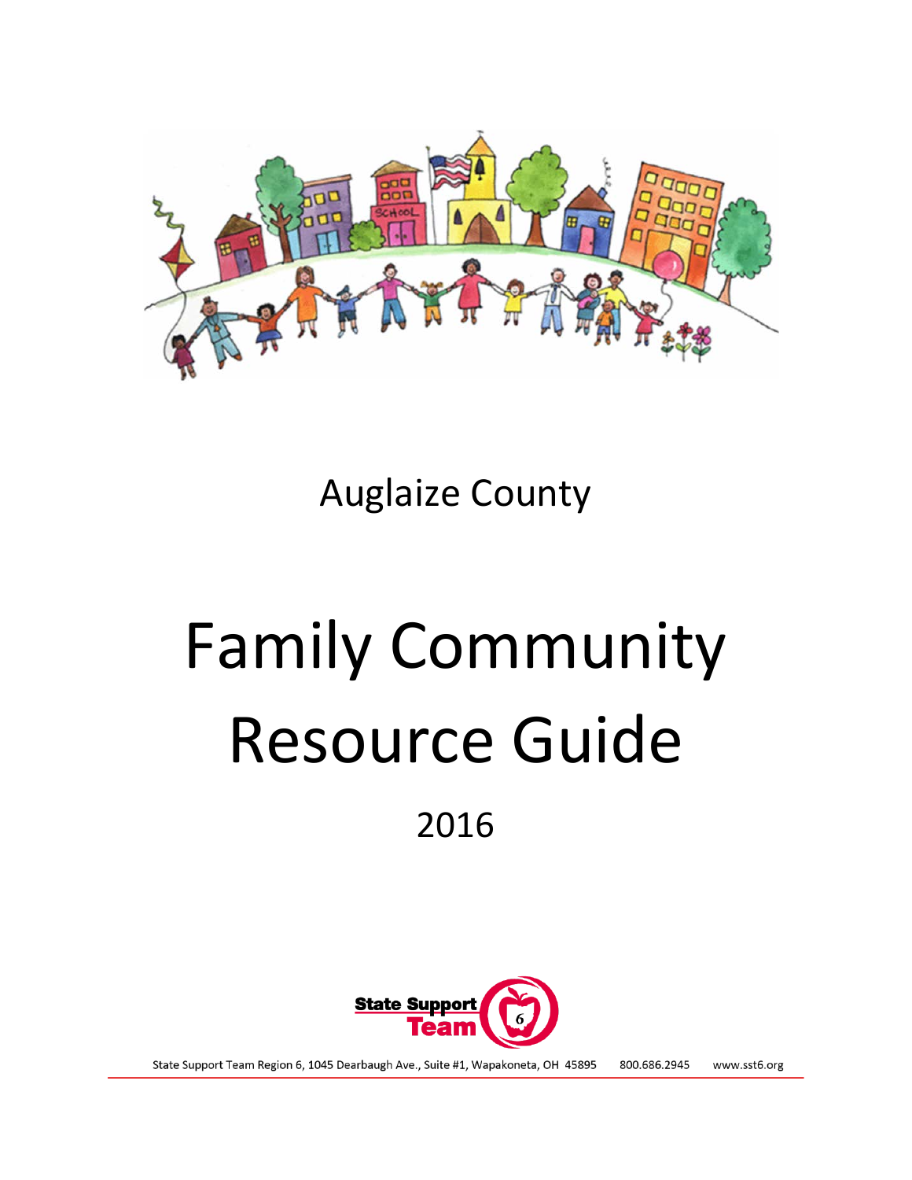Auglaize County

# Family Community Resource Guide

2016

State Support Team 6

State Support Team Region 6, 1045 Dearbaugh Ave., Suite #1, Wapakoneta, OH 45895 800.686.2945 www.sst6.org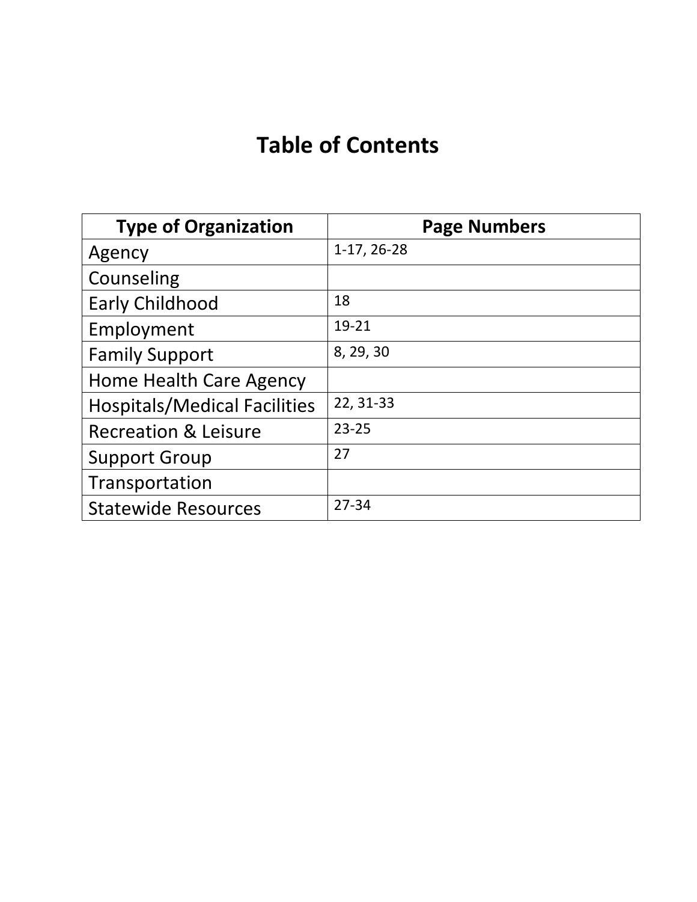# Table of Contents

| Type of Organization | Page Numbers |
|---|---|
| Agency | 1-17, 26-28 |
| Counseling | |
| Early Childhood | 18 |
| Employment | 19-21 |
| Family Support | 8, 29, 30 |
| Home Health Care Agency | |
| Hospitals/Medical Facilities | 22, 31-33 |
| Recreation & Leisure | 23-25 |
| Support Group | 27 |
| Transportation | |
| Statewide Resources | 27-34 |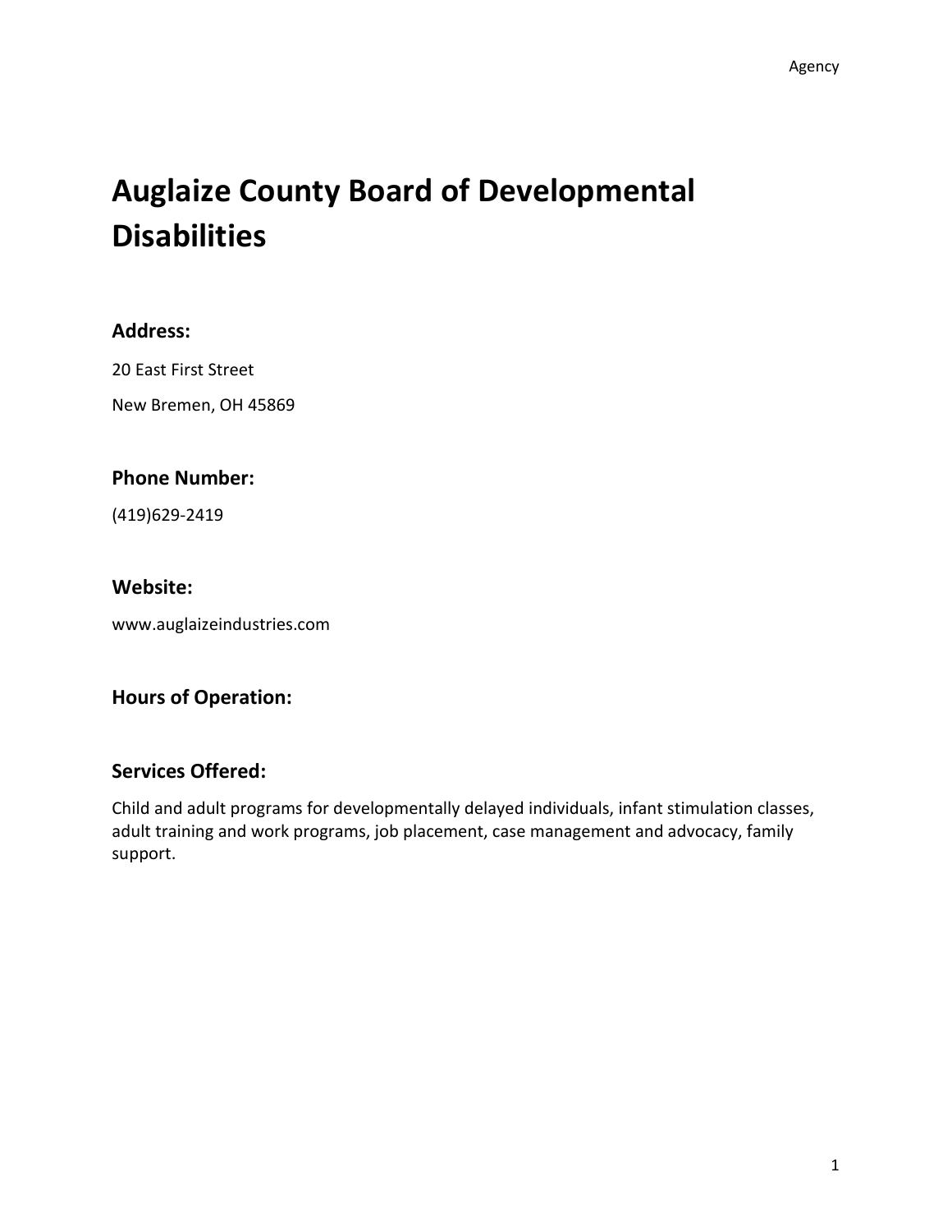# Auglaize County Board of Developmental Disabilities

### Address:

20 East First Street

New Bremen, OH 45869

### Phone Number:

(419)629-2419

### Website:

www.auglaizeindustries.com

### Hours of Operation:

### Services Offered:

Child and adult programs for developmentally delayed individuals, infant stimulation classes, adult training and work programs, job placement, case management and advocacy, family support.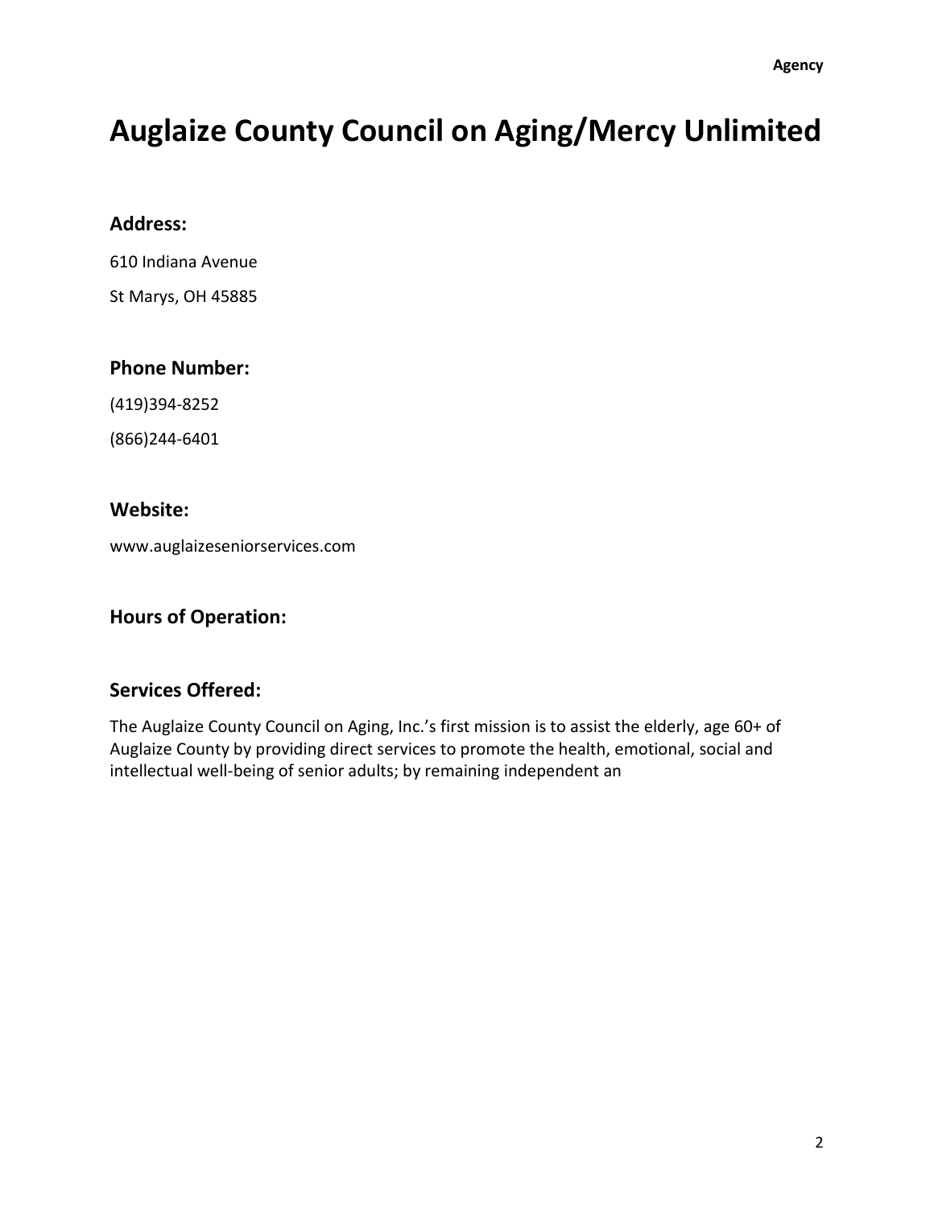# Auglaize County Council on Aging/Mercy Unlimited

### Address:

610 Indiana Avenue

St Marys, OH 45885

### Phone Number:

(419)394-8252

(866)244-6401

### Website:

www.auglaizeseniorservices.com

### Hours of Operation:

### Services Offered:

The Auglaize County Council on Aging, Inc.'s first mission is to assist the elderly, age 60+ of Auglaize County by providing direct services to promote the health, emotional, social and intellectual well-being of senior adults; by remaining independent an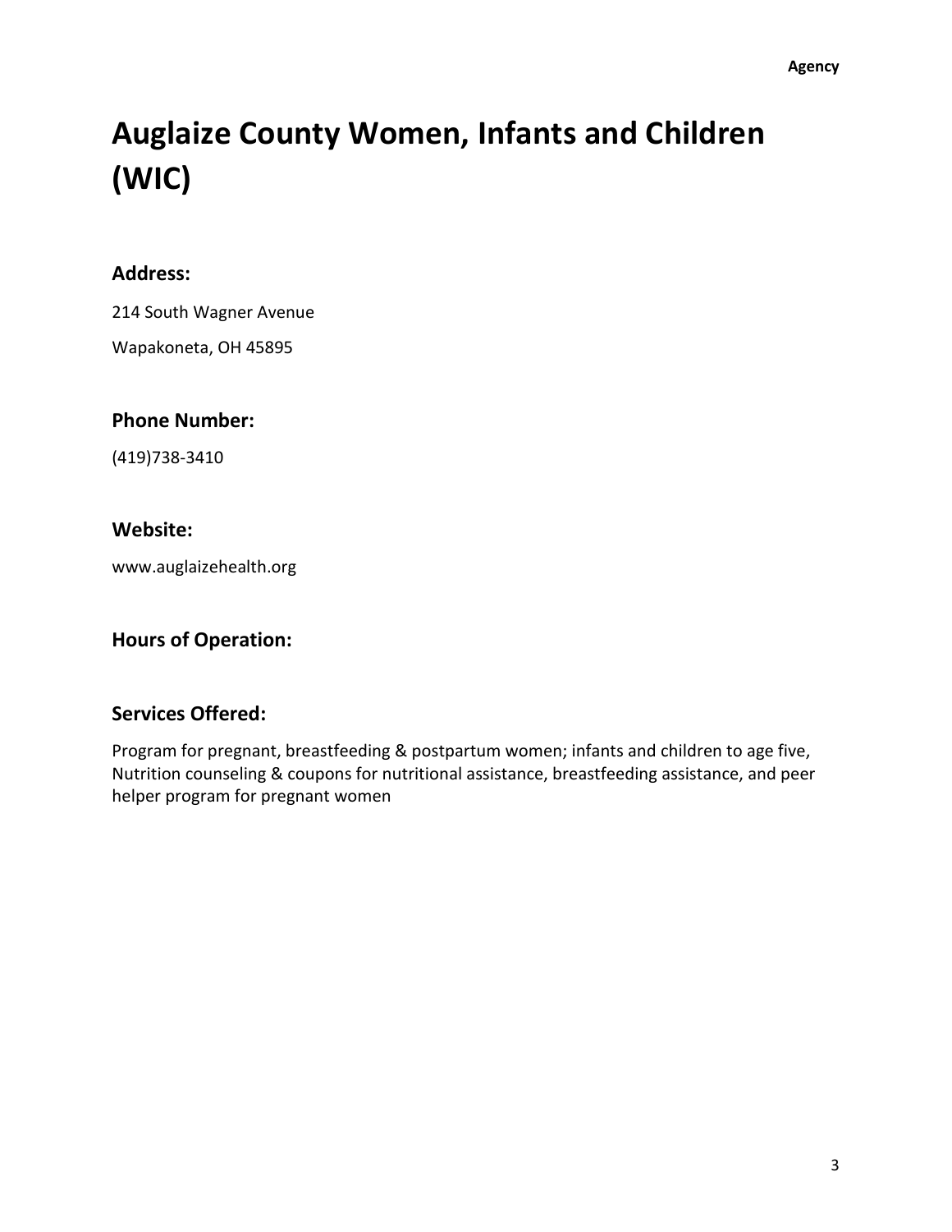# Auglaize County Women, Infants and Children (WIC)

## Address:

214 South Wagner Avenue

Wapakoneta, OH 45895

## Phone Number:

(419)738-3410

## Website:

www.auglaizehealth.org

## Hours of Operation:

## Services Offered:

Program for pregnant, breastfeeding & postpartum women; infants and children to age five, Nutrition counseling & coupons for nutritional assistance, breastfeeding assistance, and peer helper program for pregnant women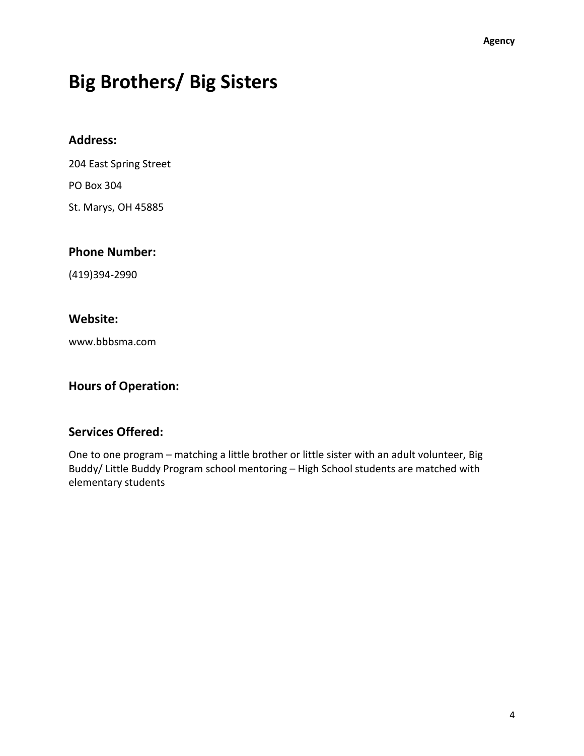# Big Brothers/ Big Sisters

## Address:

204 East Spring Street

PO Box 304

St. Marys, OH 45885

## Phone Number:

(419)394-2990

## Website:

www.bbbsma.com

## Hours of Operation:

## Services Offered:

One to one program – matching a little brother or little sister with an adult volunteer, Big Buddy/ Little Buddy Program school mentoring – High School students are matched with elementary students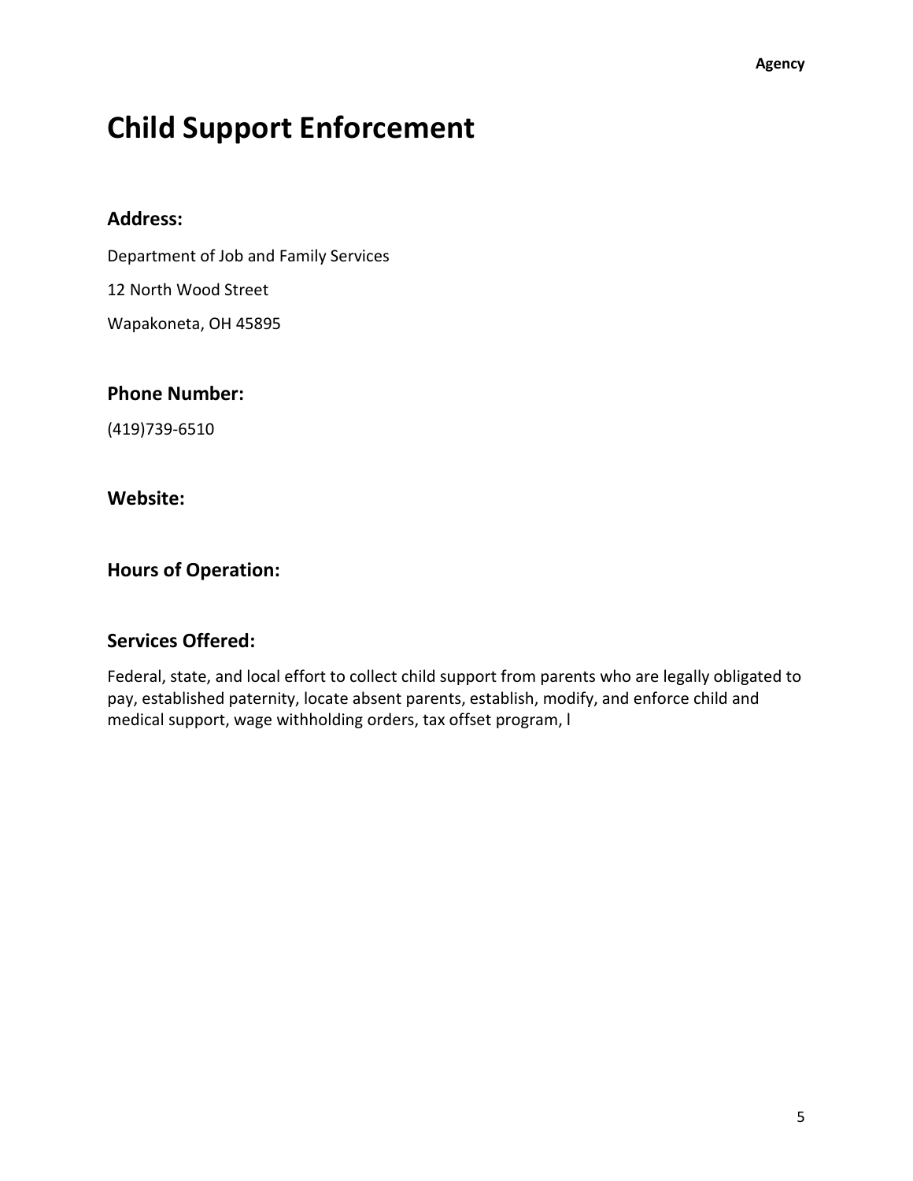# Child Support Enforcement

## Address:

Department of Job and Family Services

12 North Wood Street

Wapakoneta, OH 45895

## Phone Number:

(419)739-6510

## Website:

## Hours of Operation:

## Services Offered:

Federal, state, and local effort to collect child support from parents who are legally obligated to pay, established paternity, locate absent parents, establish, modify, and enforce child and medical support, wage withholding orders, tax offset program, l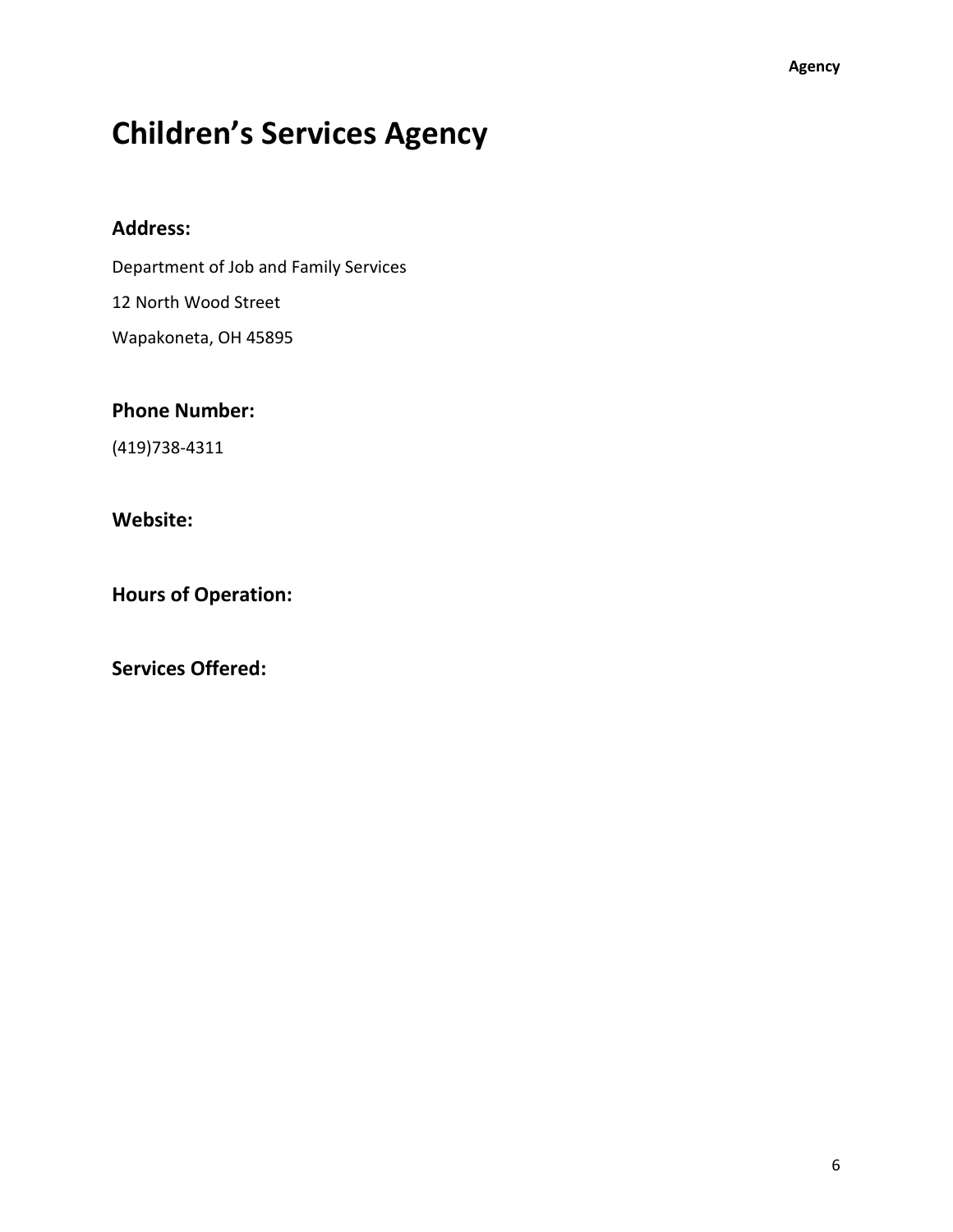# Children's Services Agency

## Address:

Department of Job and Family Services

12 North Wood Street

Wapakoneta, OH 45895

## Phone Number:

(419)738-4311

## Website:

## Hours of Operation:

## Services Offered: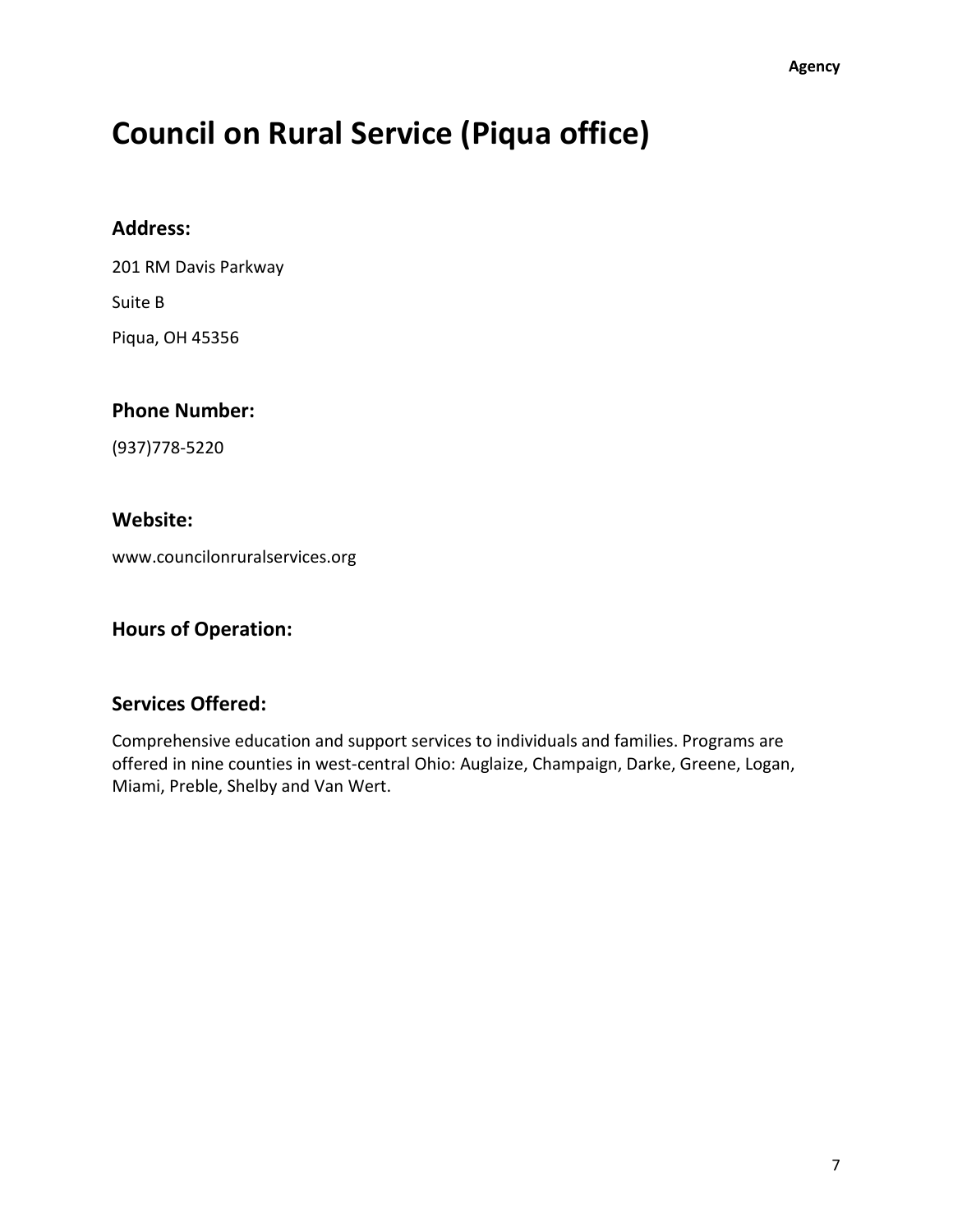# Council on Rural Service (Piqua office)

## Address:

201 RM Davis Parkway

Suite B

Piqua, OH 45356

## Phone Number:

(937)778-5220

## Website:

www.councilonruralservices.org

## Hours of Operation:

## Services Offered:

Comprehensive education and support services to individuals and families. Programs are offered in nine counties in west-central Ohio: Auglaize, Champaign, Darke, Greene, Logan, Miami, Preble, Shelby and Van Wert.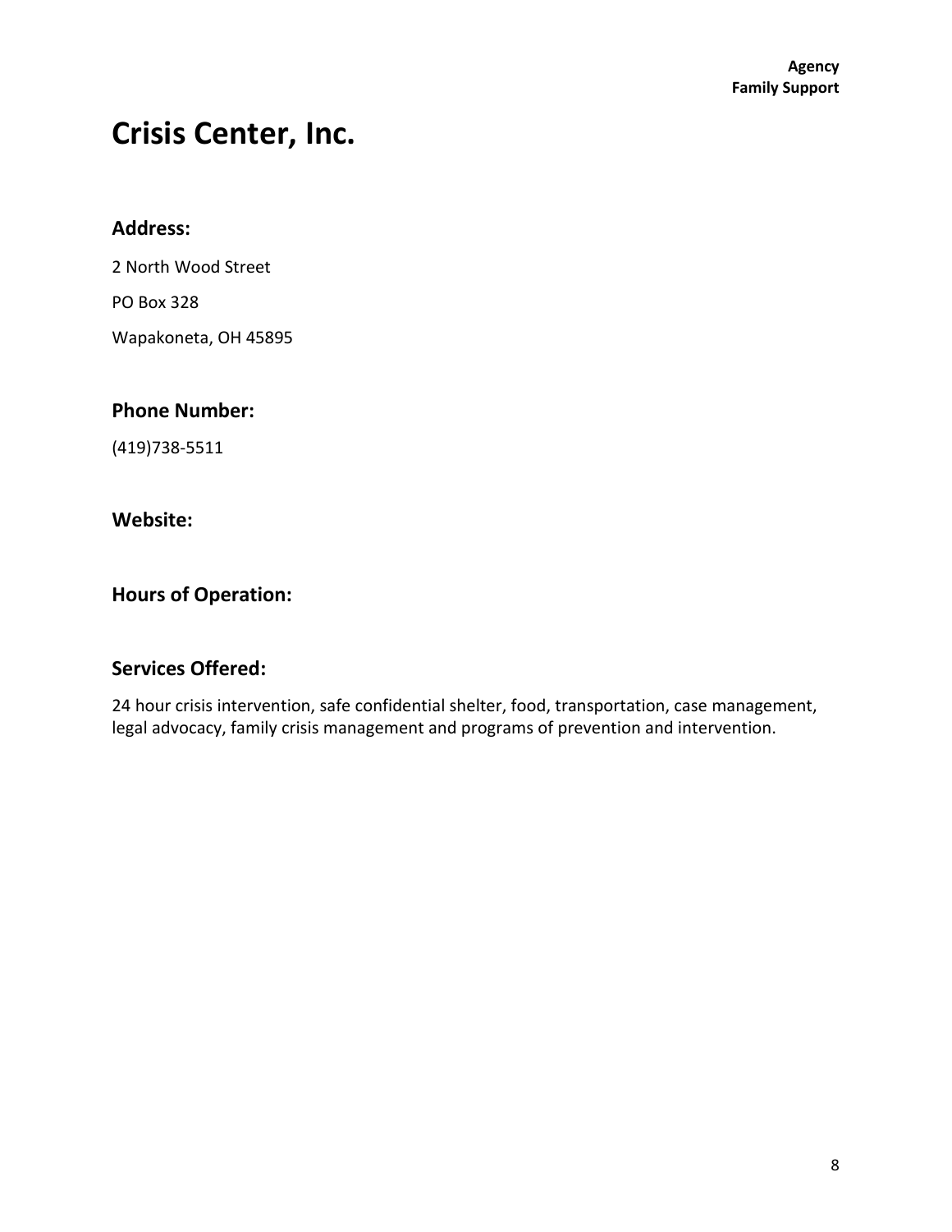**Agency**
**Family Support**

# Crisis Center, Inc.

## Address:

2 North Wood Street

PO Box 328

Wapakoneta, OH 45895

## Phone Number:

(419)738-5511

## Website:

## Hours of Operation:

## Services Offered:

24 hour crisis intervention, safe confidential shelter, food, transportation, case management, legal advocacy, family crisis management and programs of prevention and intervention.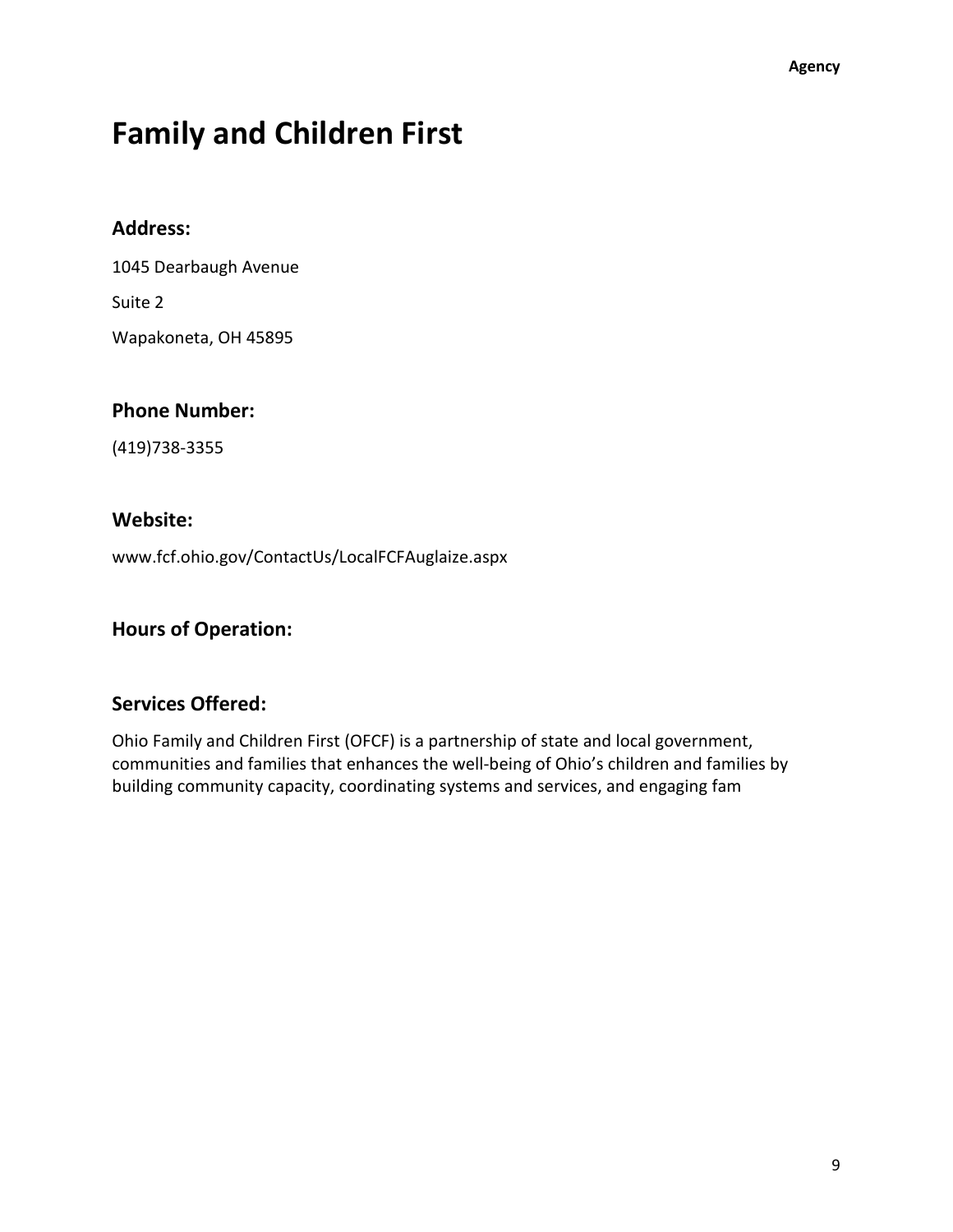# Family and Children First

## Address:

1045 Dearbaugh Avenue

Suite 2

Wapakoneta, OH 45895

## Phone Number:

(419)738-3355

## Website:

www.fcf.ohio.gov/ContactUs/LocalFCFAuglaize.aspx

## Hours of Operation:

## Services Offered:

Ohio Family and Children First (OFCF) is a partnership of state and local government, communities and families that enhances the well-being of Ohio's children and families by building community capacity, coordinating systems and services, and engaging fam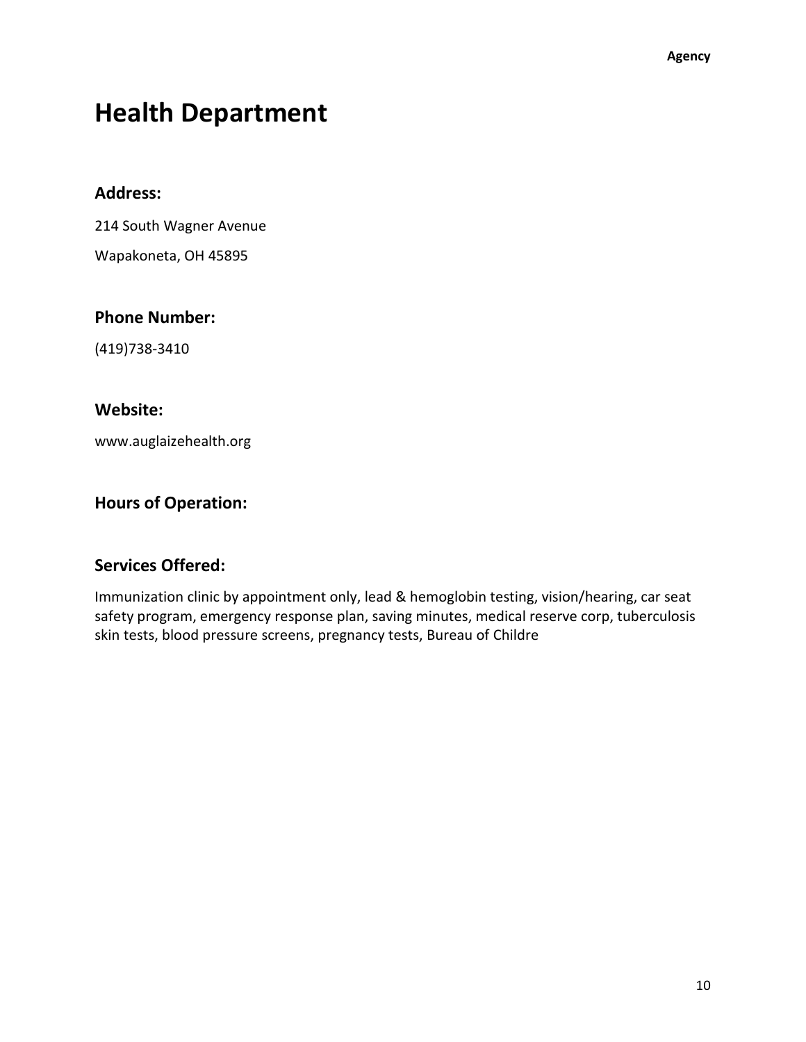# Health Department

### Address:

214 South Wagner Avenue

Wapakoneta, OH 45895

### Phone Number:

(419)738-3410

### Website:

www.auglaizehealth.org

### Hours of Operation:

### Services Offered:

Immunization clinic by appointment only, lead & hemoglobin testing, vision/hearing, car seat safety program, emergency response plan, saving minutes, medical reserve corp, tuberculosis skin tests, blood pressure screens, pregnancy tests, Bureau of Childre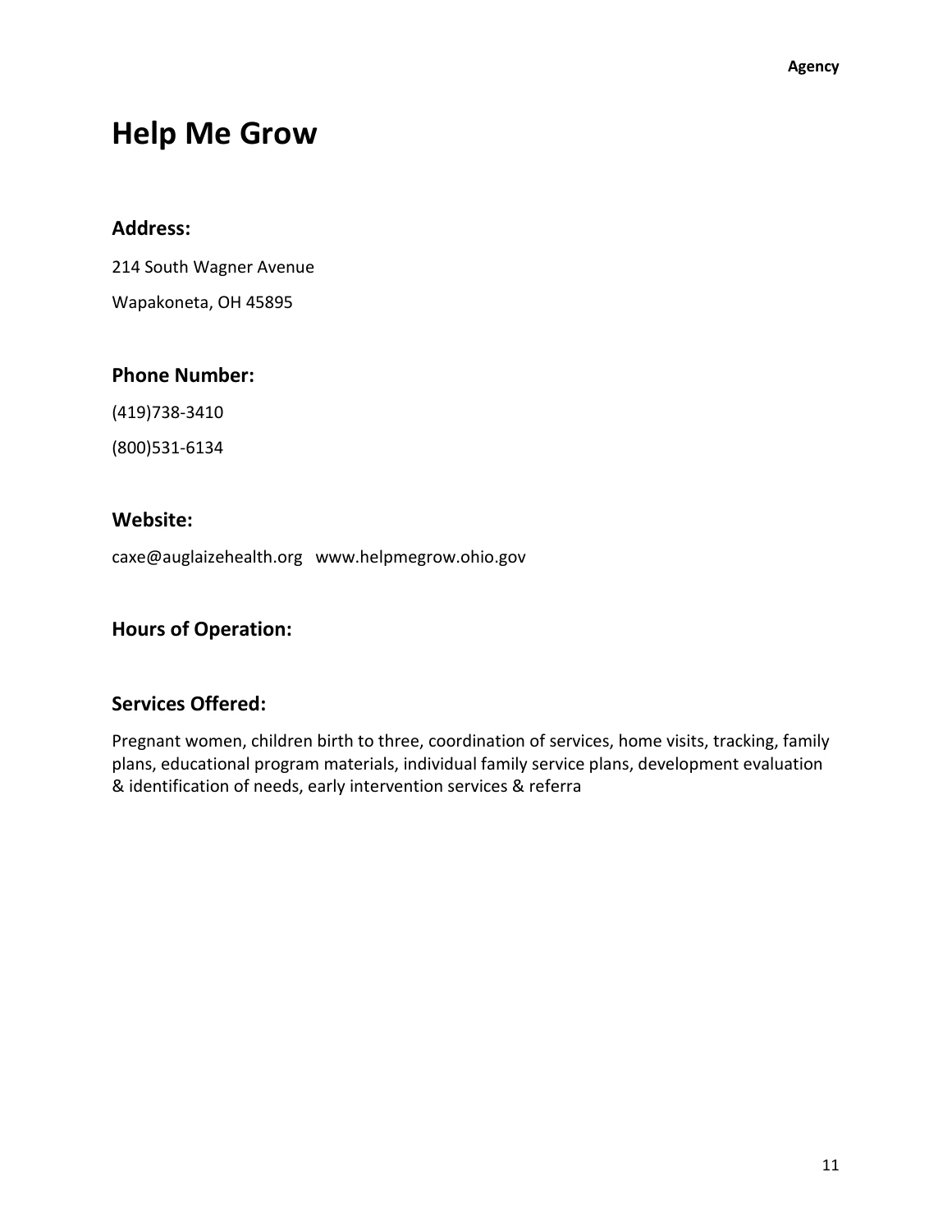# Help Me Grow

## Address:

214 South Wagner Avenue

Wapakoneta, OH 45895

## Phone Number:

(419)738-3410

(800)531-6134

## Website:

caxe@auglaizehealth.org   www.helpmegrow.ohio.gov

## Hours of Operation:

## Services Offered:

Pregnant women, children birth to three, coordination of services, home visits, tracking, family plans, educational program materials, individual family service plans, development evaluation & identification of needs, early intervention services & referra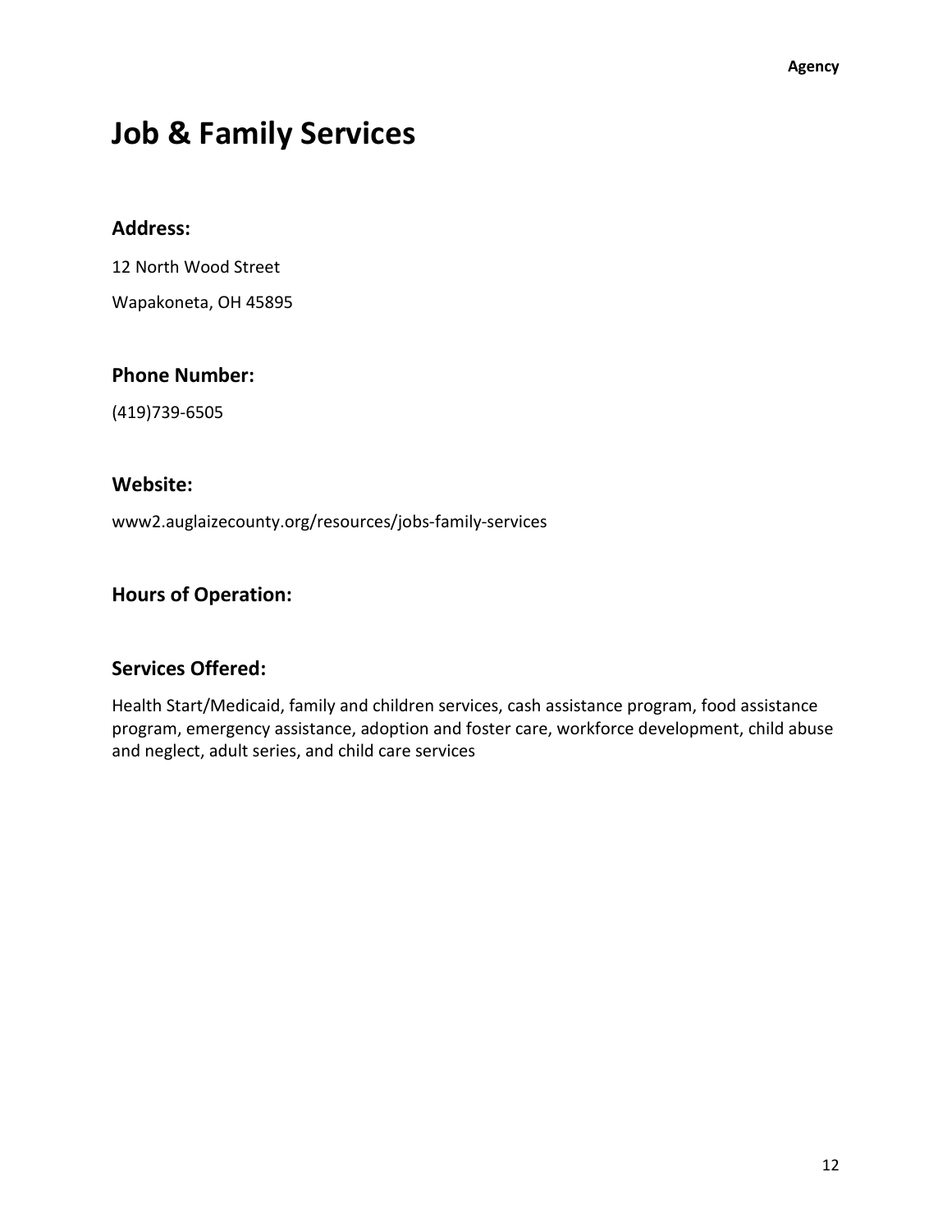# Job & Family Services

## Address:

12 North Wood Street

Wapakoneta, OH 45895

## Phone Number:

(419)739-6505

## Website:

www2.auglaizecounty.org/resources/jobs-family-services

## Hours of Operation:

## Services Offered:

Health Start/Medicaid, family and children services, cash assistance program, food assistance program, emergency assistance, adoption and foster care, workforce development, child abuse and neglect, adult series, and child care services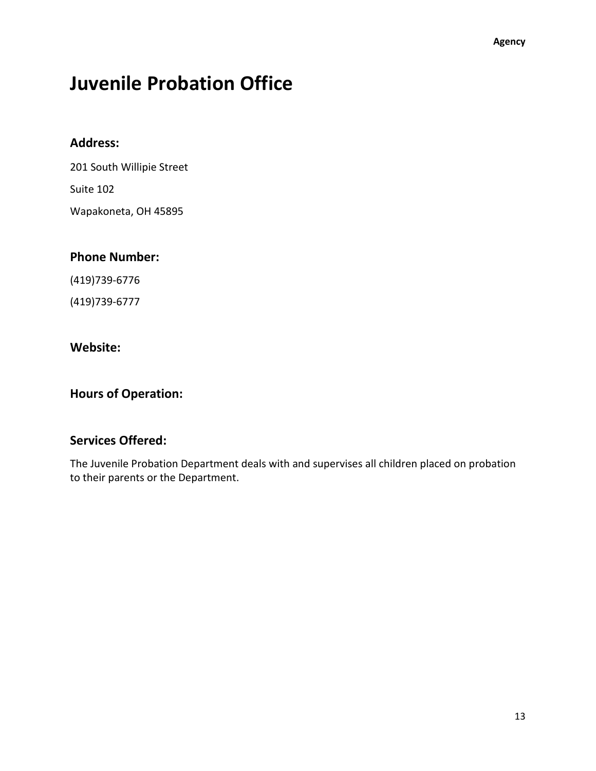# Juvenile Probation Office

## Address:

201 South Willipie Street

Suite 102

Wapakoneta, OH 45895

## Phone Number:

(419)739-6776

(419)739-6777

## Website:

## Hours of Operation:

## Services Offered:

The Juvenile Probation Department deals with and supervises all children placed on probation to their parents or the Department.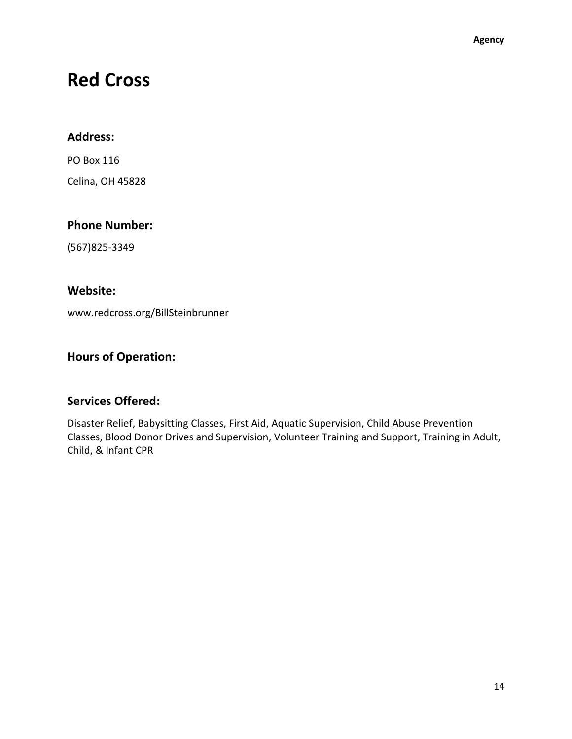# Red Cross

## Address:

PO Box 116

Celina, OH 45828

## Phone Number:

(567)825-3349

## Website:

www.redcross.org/BillSteinbrunner

## Hours of Operation:

## Services Offered:

Disaster Relief, Babysitting Classes, First Aid, Aquatic Supervision, Child Abuse Prevention Classes, Blood Donor Drives and Supervision, Volunteer Training and Support, Training in Adult, Child, & Infant CPR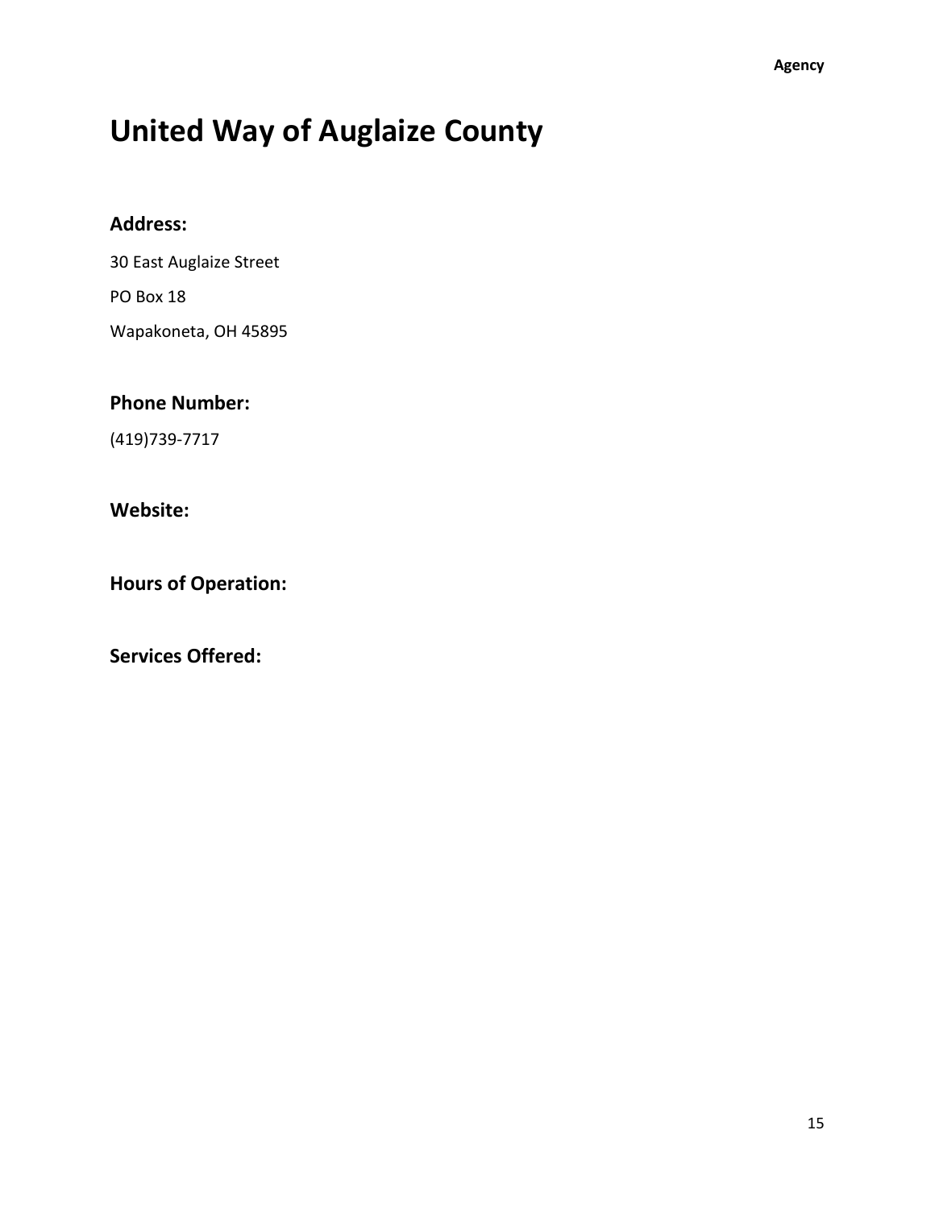# United Way of Auglaize County

### Address:

30 East Auglaize Street

PO Box 18

Wapakoneta, OH 45895

### Phone Number:

(419)739-7717

### Website:

### Hours of Operation:

### Services Offered: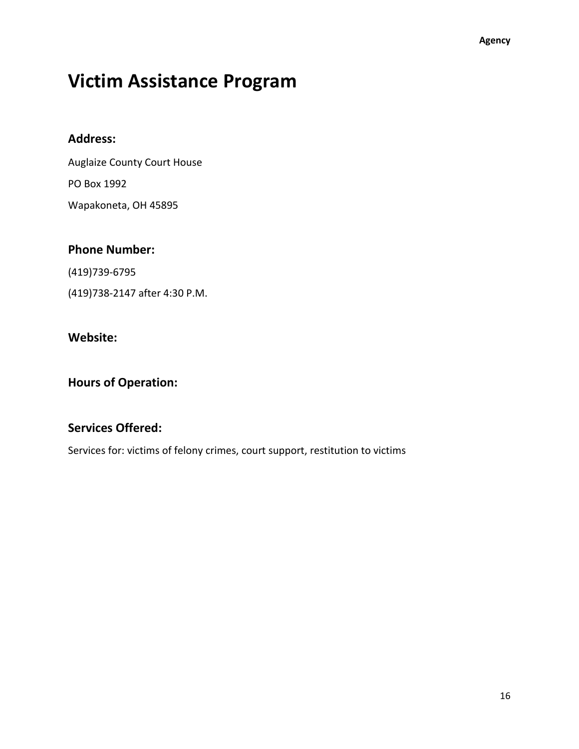# Victim Assistance Program

## Address:

Auglaize County Court House

PO Box 1992

Wapakoneta, OH 45895

## Phone Number:

(419)739-6795

(419)738-2147 after 4:30 P.M.

## Website:

## Hours of Operation:

## Services Offered:

Services for: victims of felony crimes, court support, restitution to victims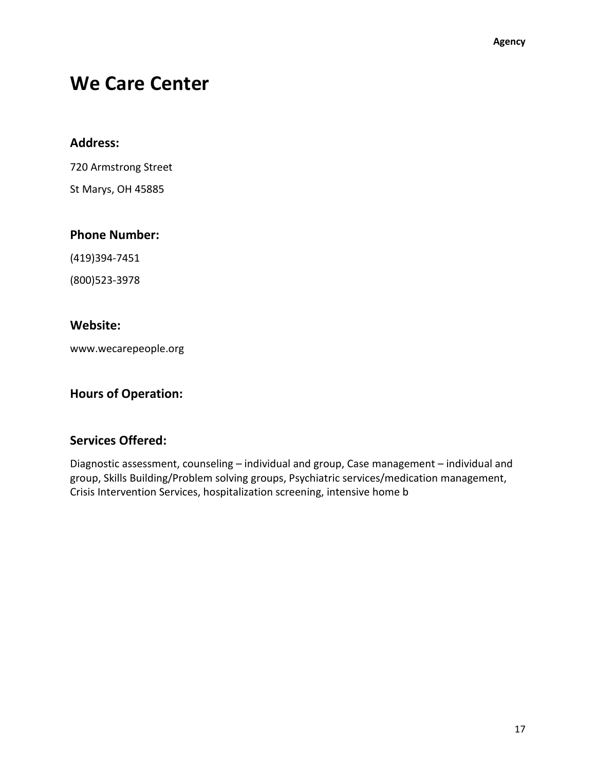# We Care Center

### Address:

720 Armstrong Street

St Marys, OH 45885

### Phone Number:

(419)394-7451

(800)523-3978

### Website:

www.wecarepeople.org

### Hours of Operation:

### Services Offered:

Diagnostic assessment, counseling – individual and group, Case management – individual and group, Skills Building/Problem solving groups, Psychiatric services/medication management, Crisis Intervention Services, hospitalization screening, intensive home b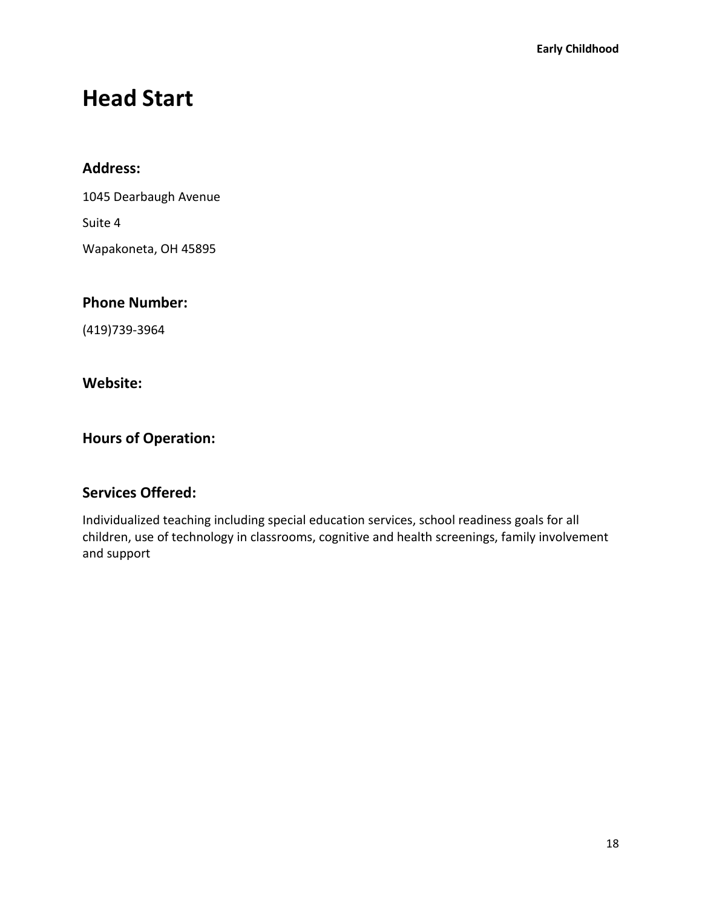# Head Start

## Address:

1045 Dearbaugh Avenue

Suite 4

Wapakoneta, OH 45895

## Phone Number:

(419)739-3964

## Website:

## Hours of Operation:

## Services Offered:

Individualized teaching including special education services, school readiness goals for all children, use of technology in classrooms, cognitive and health screenings, family involvement and support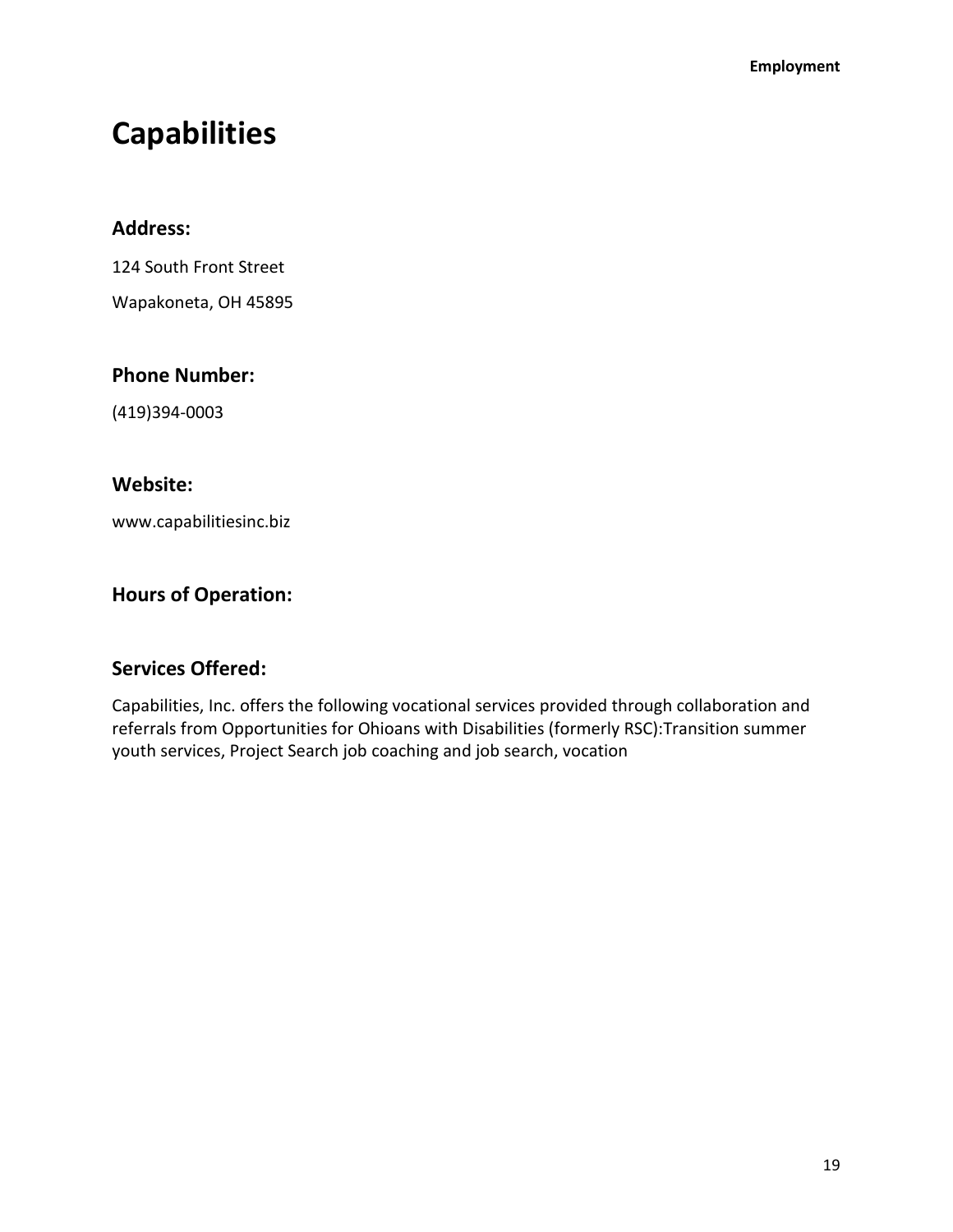# Capabilities

## Address:

124 South Front Street

Wapakoneta, OH 45895

## Phone Number:

(419)394-0003

## Website:

www.capabilitiesinc.biz

## Hours of Operation:

## Services Offered:

Capabilities, Inc. offers the following vocational services provided through collaboration and referrals from Opportunities for Ohioans with Disabilities (formerly RSC):Transition summer youth services, Project Search job coaching and job search, vocation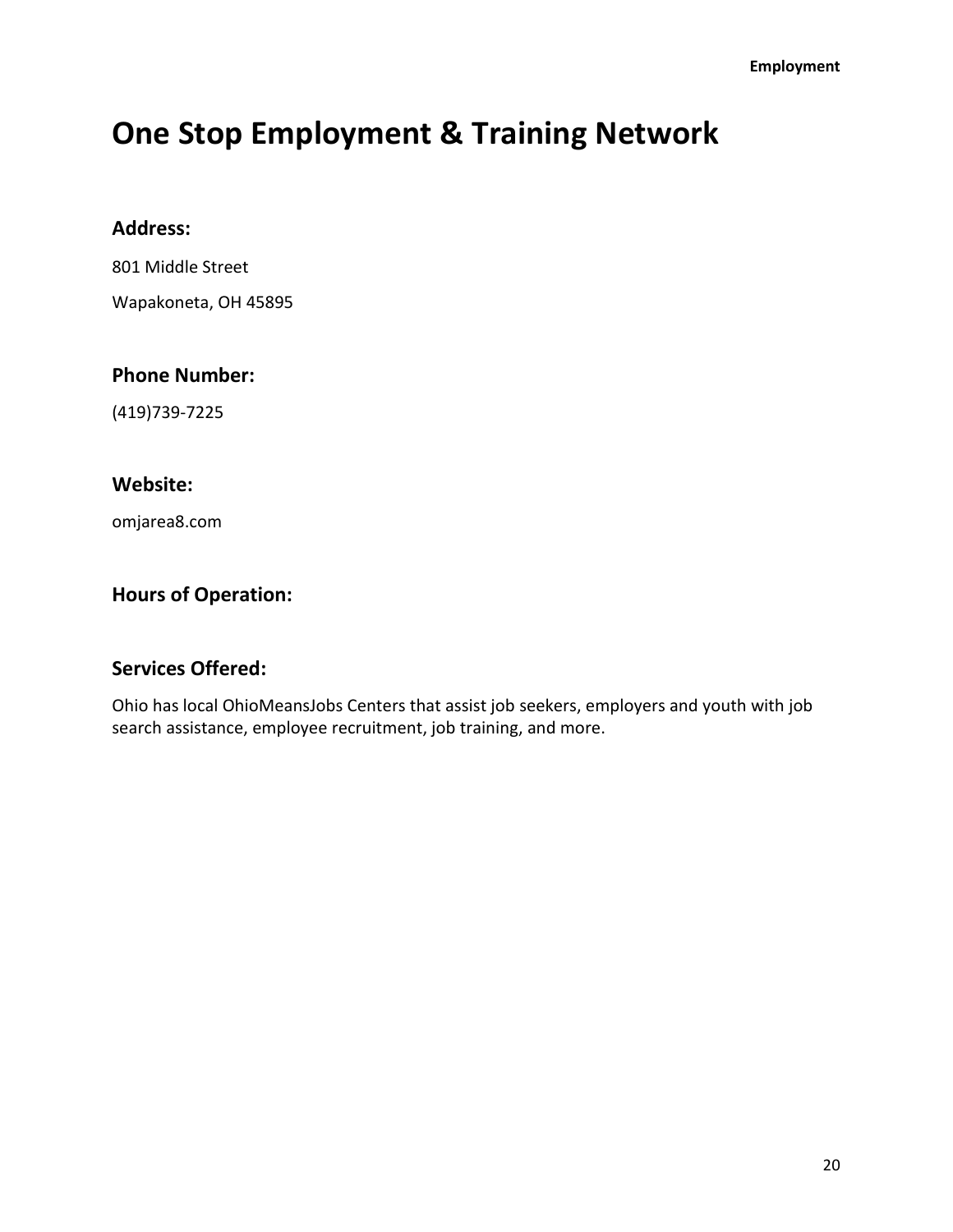# One Stop Employment & Training Network

### Address:

801 Middle Street

Wapakoneta, OH 45895

### Phone Number:

(419)739-7225

### Website:

omjarea8.com

### Hours of Operation:

### Services Offered:

Ohio has local OhioMeansJobs Centers that assist job seekers, employers and youth with job search assistance, employee recruitment, job training, and more.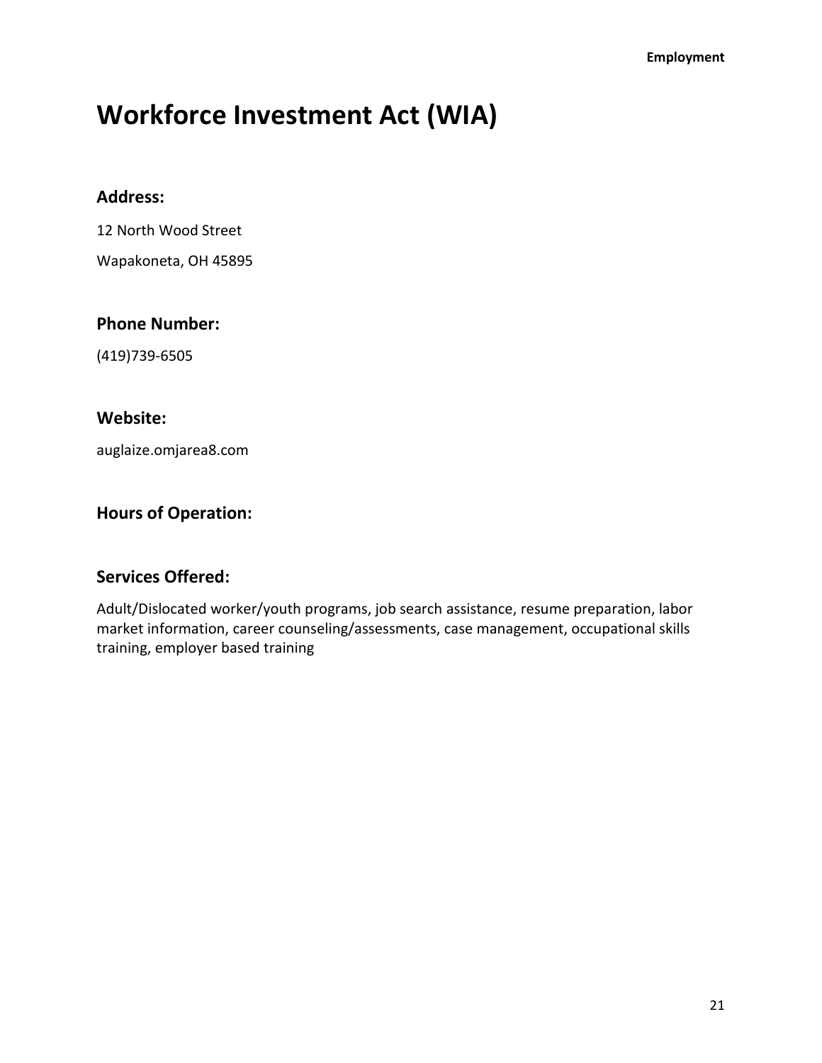# Workforce Investment Act (WIA)

### Address:

12 North Wood Street

Wapakoneta, OH 45895

### Phone Number:

(419)739-6505

### Website:

auglaize.omjarea8.com

### Hours of Operation:

### Services Offered:

Adult/Dislocated worker/youth programs, job search assistance, resume preparation, labor market information, career counseling/assessments, case management, occupational skills training, employer based training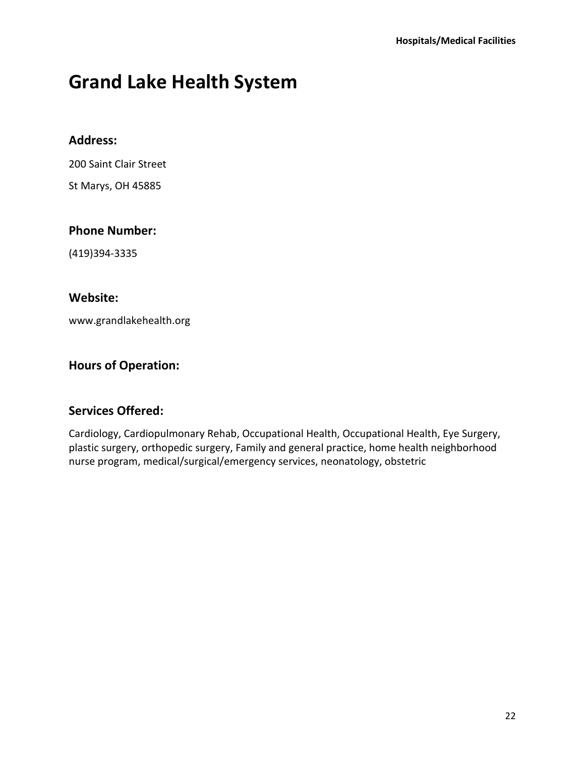# Grand Lake Health System

## Address:

200 Saint Clair Street

St Marys, OH 45885

## Phone Number:

(419)394-3335

## Website:

www.grandlakehealth.org

## Hours of Operation:

## Services Offered:

Cardiology, Cardiopulmonary Rehab, Occupational Health, Occupational Health, Eye Surgery, plastic surgery, orthopedic surgery, Family and general practice, home health neighborhood nurse program, medical/surgical/emergency services, neonatology, obstetric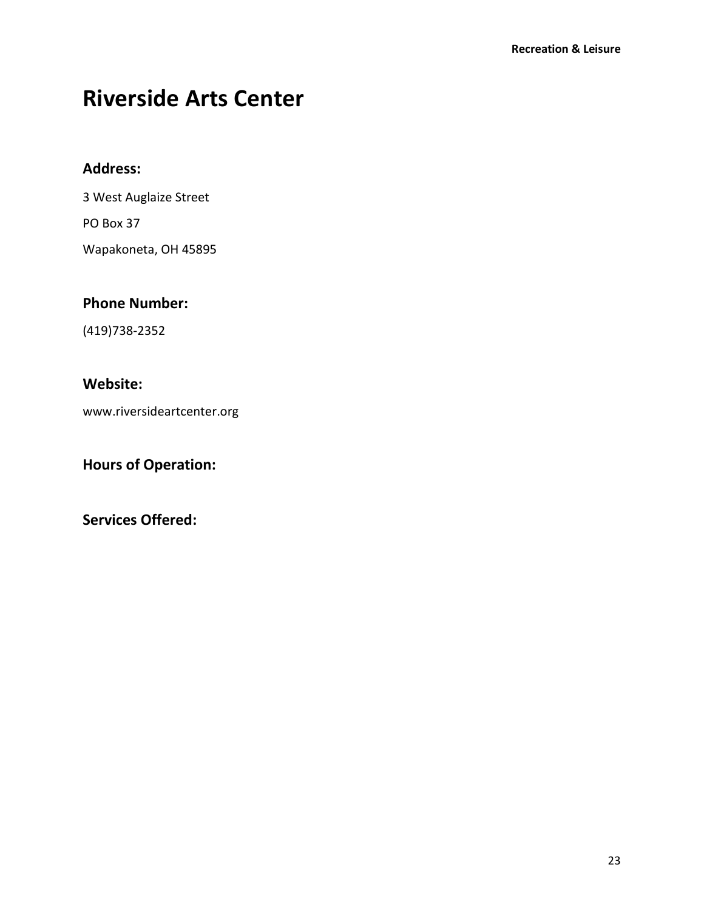# Riverside Arts Center

## Address:

3 West Auglaize Street

PO Box 37

Wapakoneta, OH 45895

## Phone Number:

(419)738-2352

## Website:

www.riversideartcenter.org

## Hours of Operation:

## Services Offered: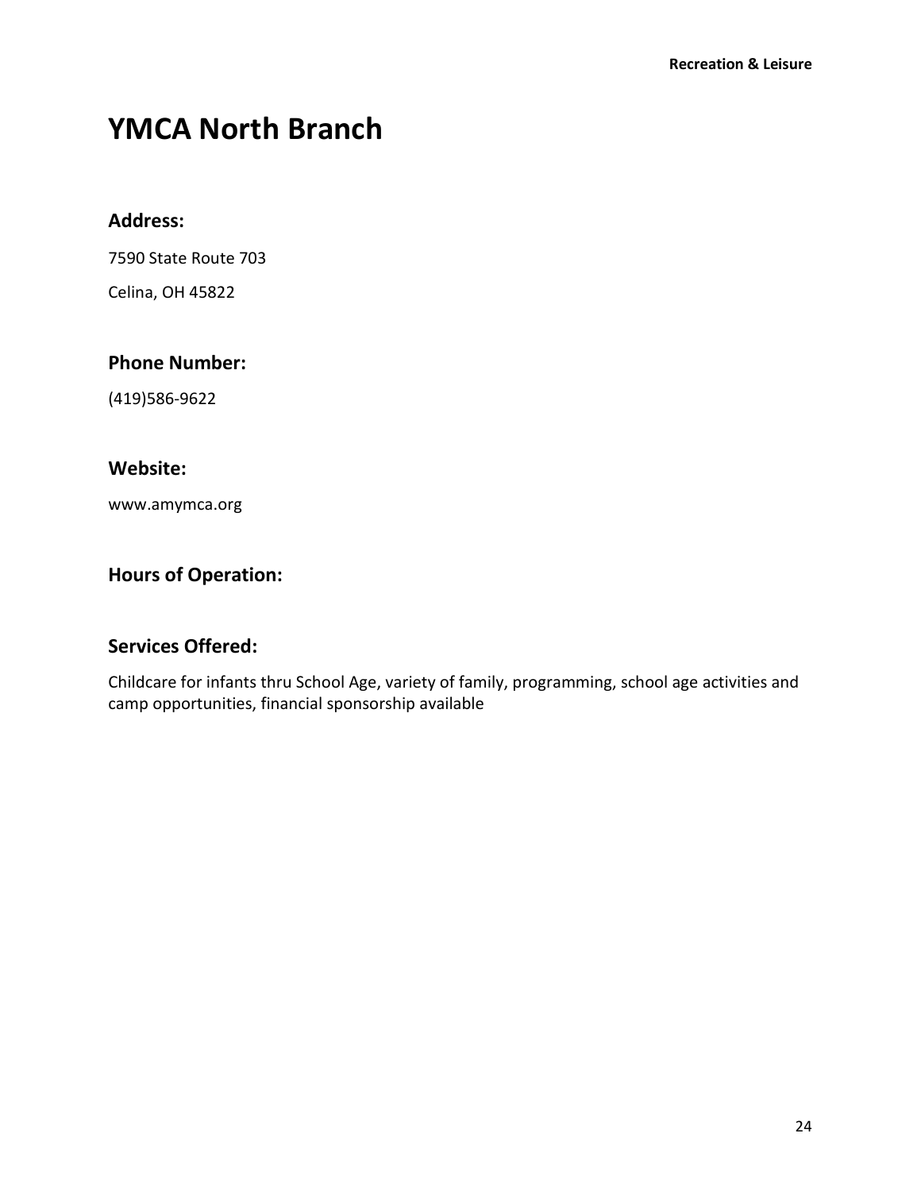# YMCA North Branch

### Address:

7590 State Route 703

Celina, OH 45822

### Phone Number:

(419)586-9622

### Website:

www.amymca.org

### Hours of Operation:

### Services Offered:

Childcare for infants thru School Age, variety of family, programming, school age activities and camp opportunities, financial sponsorship available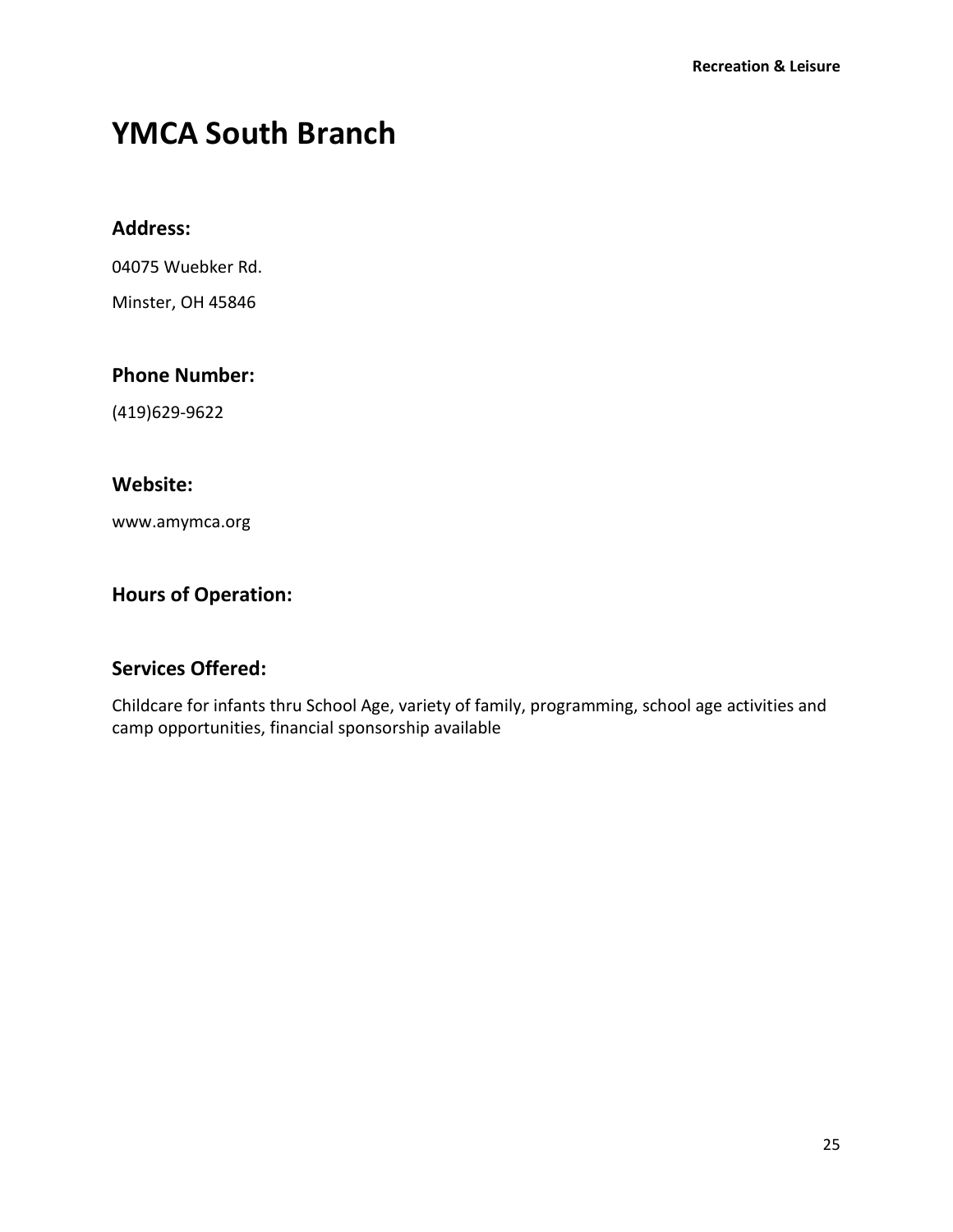# YMCA South Branch

### Address:

04075 Wuebker Rd.

Minster, OH 45846

### Phone Number:

(419)629-9622

### Website:

www.amymca.org

### Hours of Operation:

### Services Offered:

Childcare for infants thru School Age, variety of family, programming, school age activities and camp opportunities, financial sponsorship available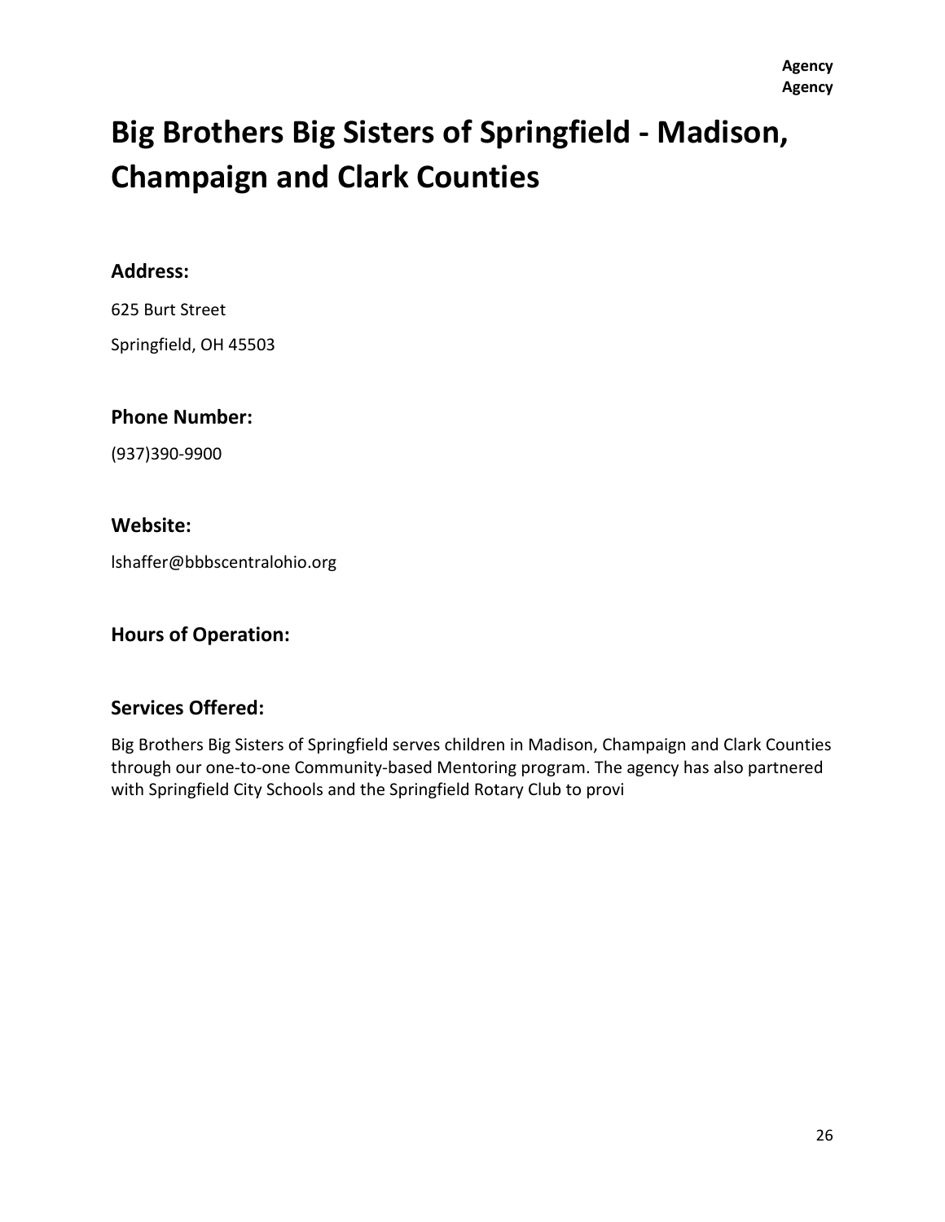# Big Brothers Big Sisters of Springfield - Madison, Champaign and Clark Counties

### Address:

625 Burt Street

Springfield, OH 45503

### Phone Number:

(937)390-9900

### Website:

lshaffer@bbbscentralohio.org

### Hours of Operation:

### Services Offered:

Big Brothers Big Sisters of Springfield serves children in Madison, Champaign and Clark Counties through our one-to-one Community-based Mentoring program. The agency has also partnered with Springfield City Schools and the Springfield Rotary Club to provi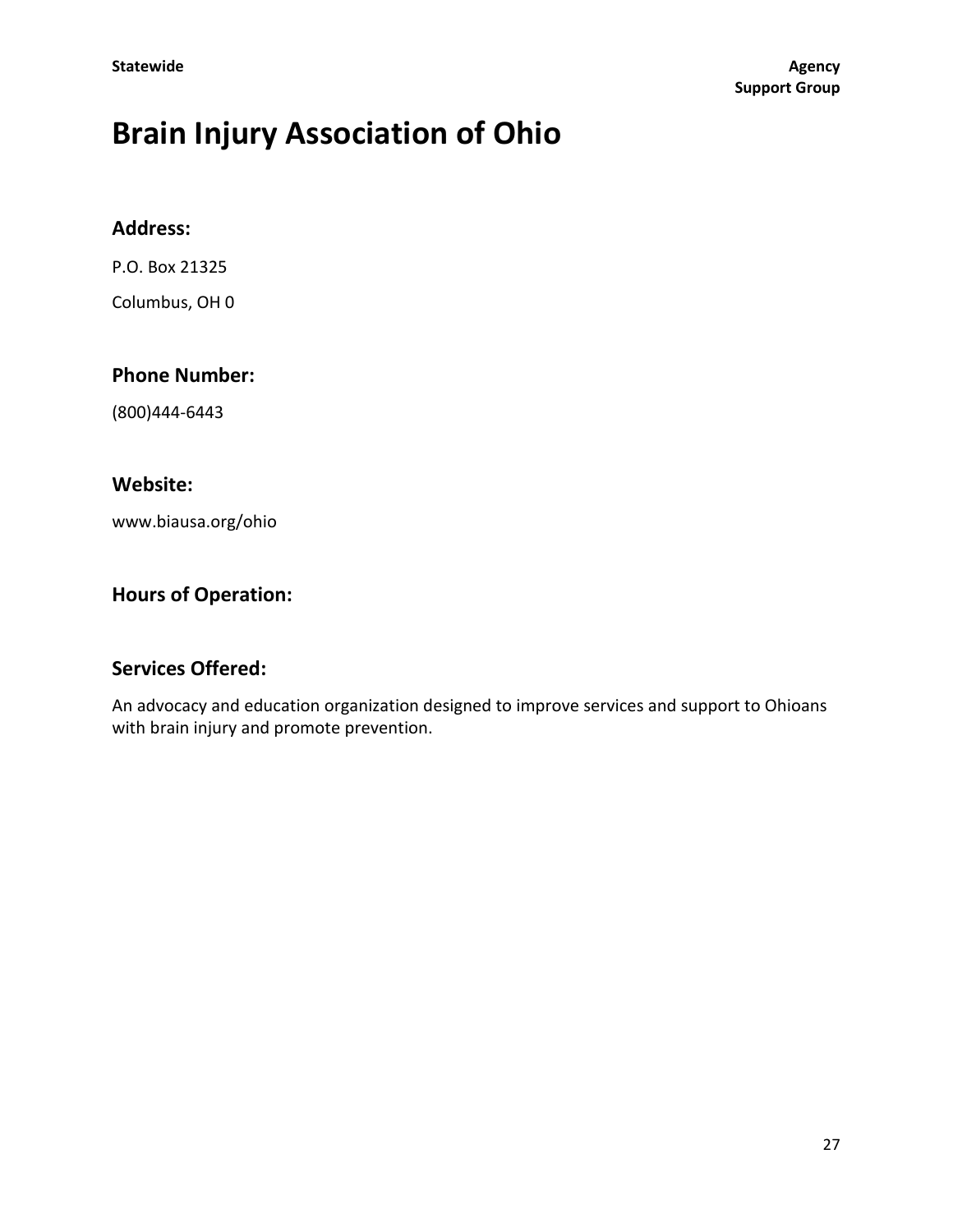Statewide

Agency
Support Group

# Brain Injury Association of Ohio

### Address:

P.O. Box 21325

Columbus, OH 0

### Phone Number:

(800)444-6443

### Website:

www.biausa.org/ohio

### Hours of Operation:

### Services Offered:

An advocacy and education organization designed to improve services and support to Ohioans with brain injury and promote prevention.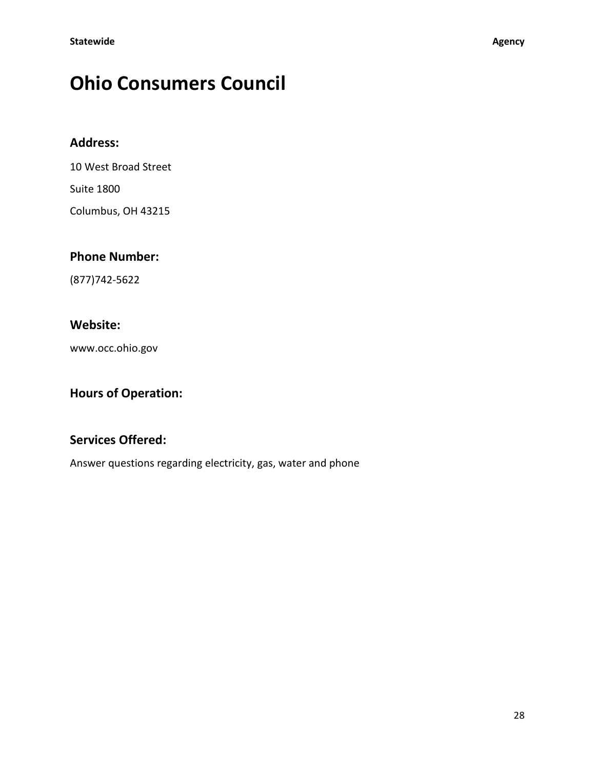# Ohio Consumers Council

### Address:

10 West Broad Street

Suite 1800

Columbus, OH 43215

### Phone Number:

(877)742-5622

### Website:

www.occ.ohio.gov

### Hours of Operation:

### Services Offered:

Answer questions regarding electricity, gas, water and phone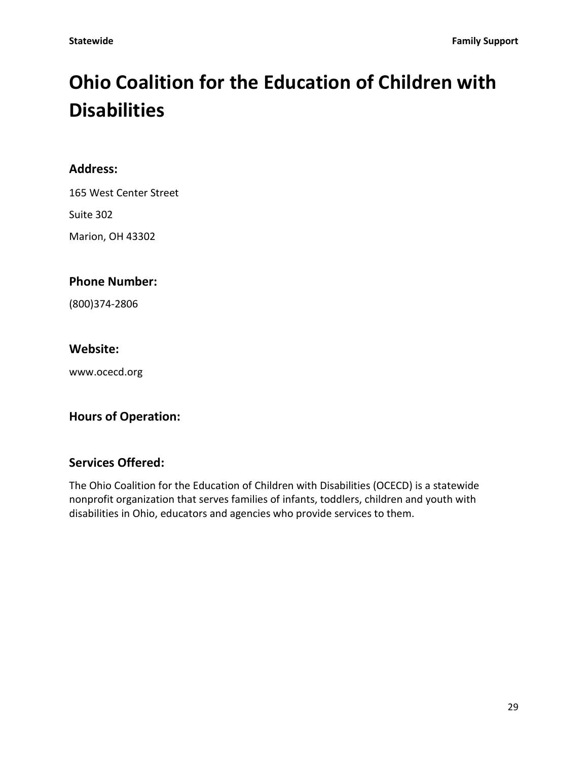# Ohio Coalition for the Education of Children with Disabilities

## Address:

165 West Center Street

Suite 302

Marion, OH 43302

## Phone Number:

(800)374-2806

## Website:

www.ocecd.org

## Hours of Operation:

## Services Offered:

The Ohio Coalition for the Education of Children with Disabilities (OCECD) is a statewide nonprofit organization that serves families of infants, toddlers, children and youth with disabilities in Ohio, educators and agencies who provide services to them.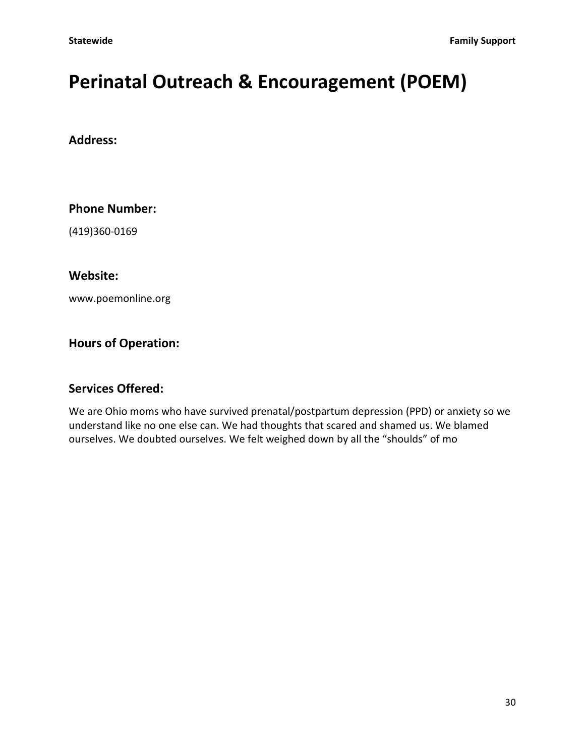# Perinatal Outreach & Encouragement (POEM)

### Address:

### Phone Number:

(419)360-0169

### Website:

www.poemonline.org

### Hours of Operation:

### Services Offered:

We are Ohio moms who have survived prenatal/postpartum depression (PPD) or anxiety so we understand like no one else can. We had thoughts that scared and shamed us. We blamed ourselves. We doubted ourselves. We felt weighed down by all the “shoulds” of mo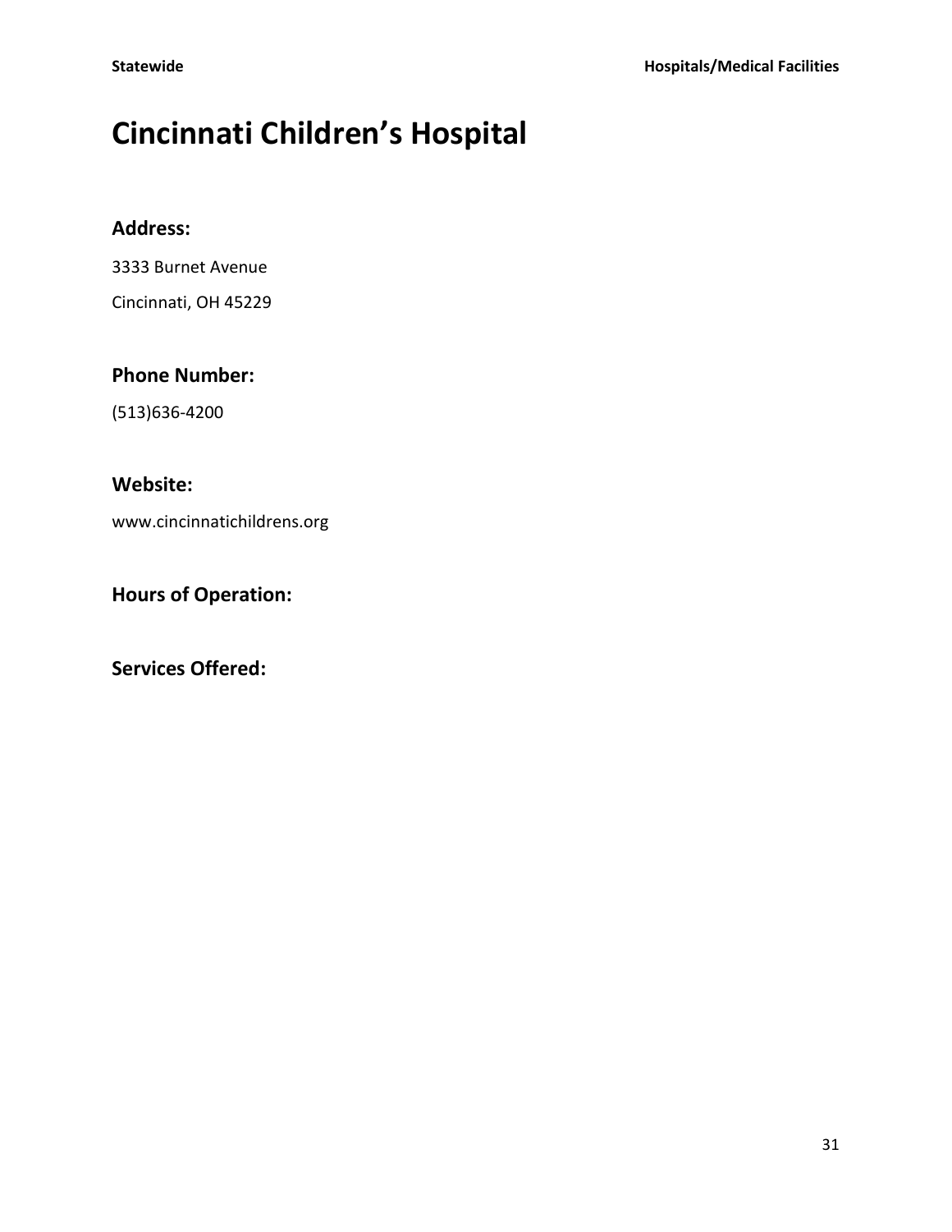# Cincinnati Children's Hospital

## Address:

3333 Burnet Avenue

Cincinnati, OH 45229

## Phone Number:

(513)636-4200

## Website:

www.cincinnatichildrens.org

## Hours of Operation:

## Services Offered: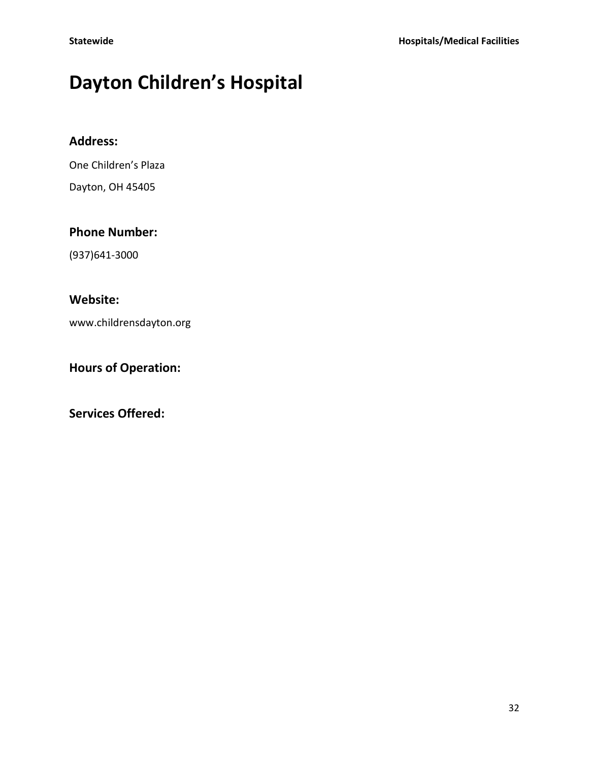# Dayton Children's Hospital

## Address:

One Children's Plaza

Dayton, OH 45405

## Phone Number:

(937)641-3000

## Website:

www.childrensdayton.org

## Hours of Operation:

## Services Offered: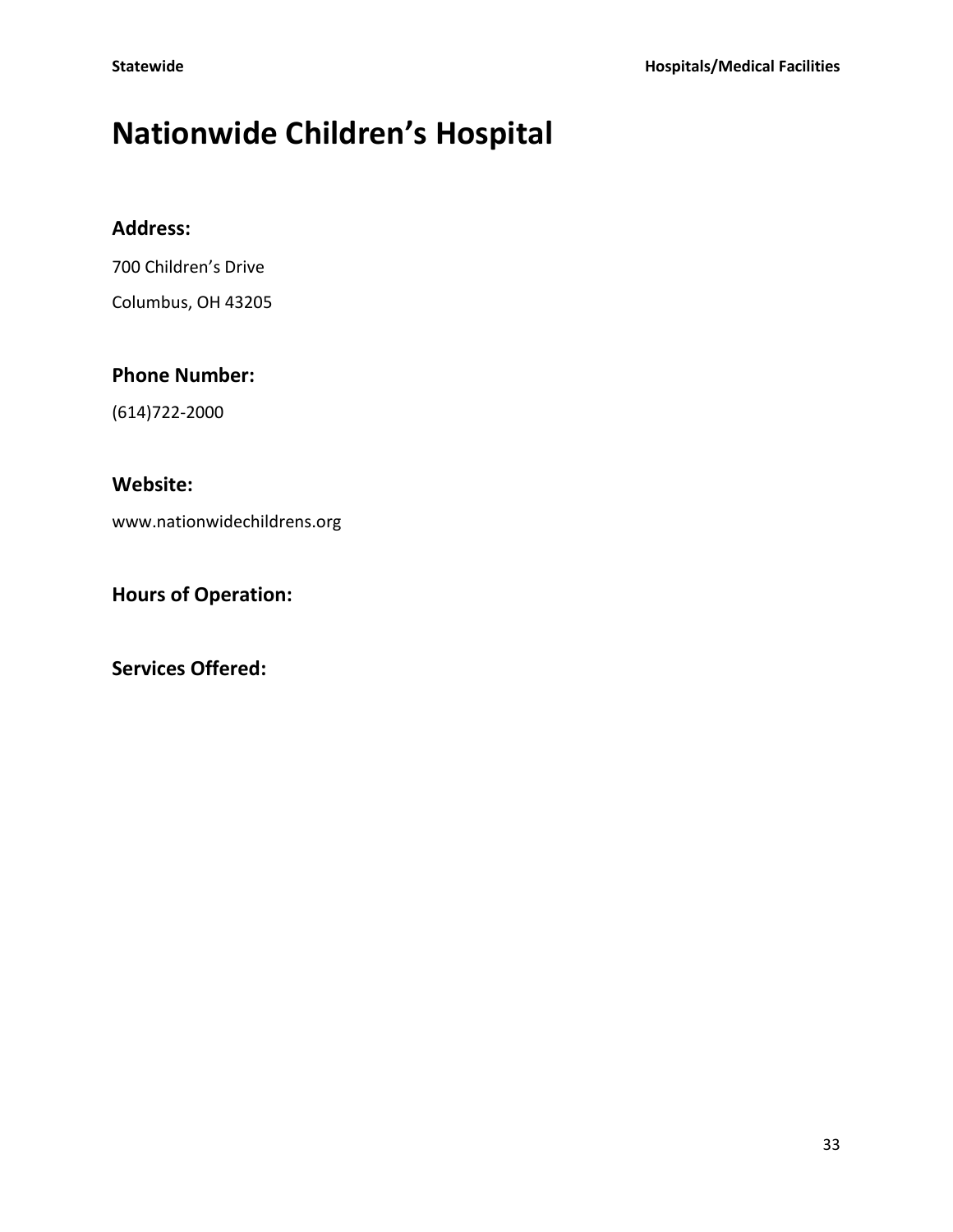# Nationwide Children's Hospital

### Address:

700 Children's Drive

Columbus, OH 43205

### Phone Number:

(614)722-2000

### Website:

www.nationwidechildrens.org

### Hours of Operation:

### Services Offered: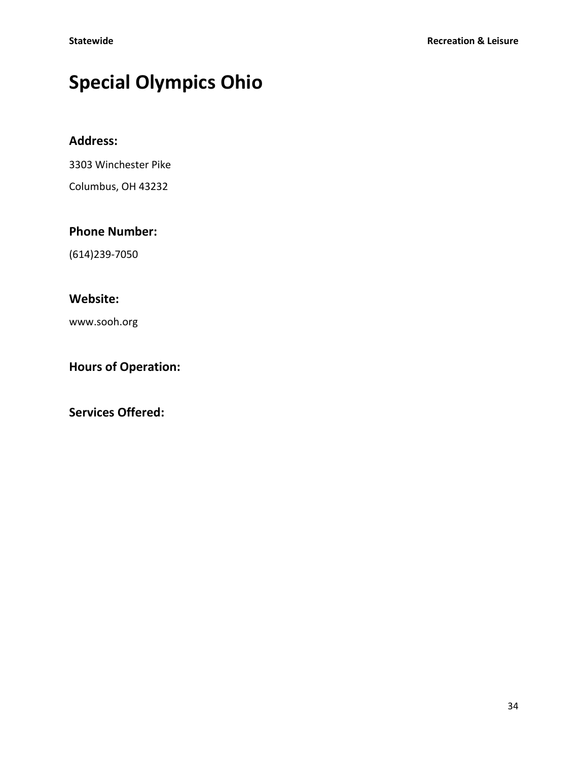# Special Olympics Ohio

### Address:

3303 Winchester Pike

Columbus, OH 43232

### Phone Number:

(614)239-7050

### Website:

www.sooh.org

### Hours of Operation:

### Services Offered: